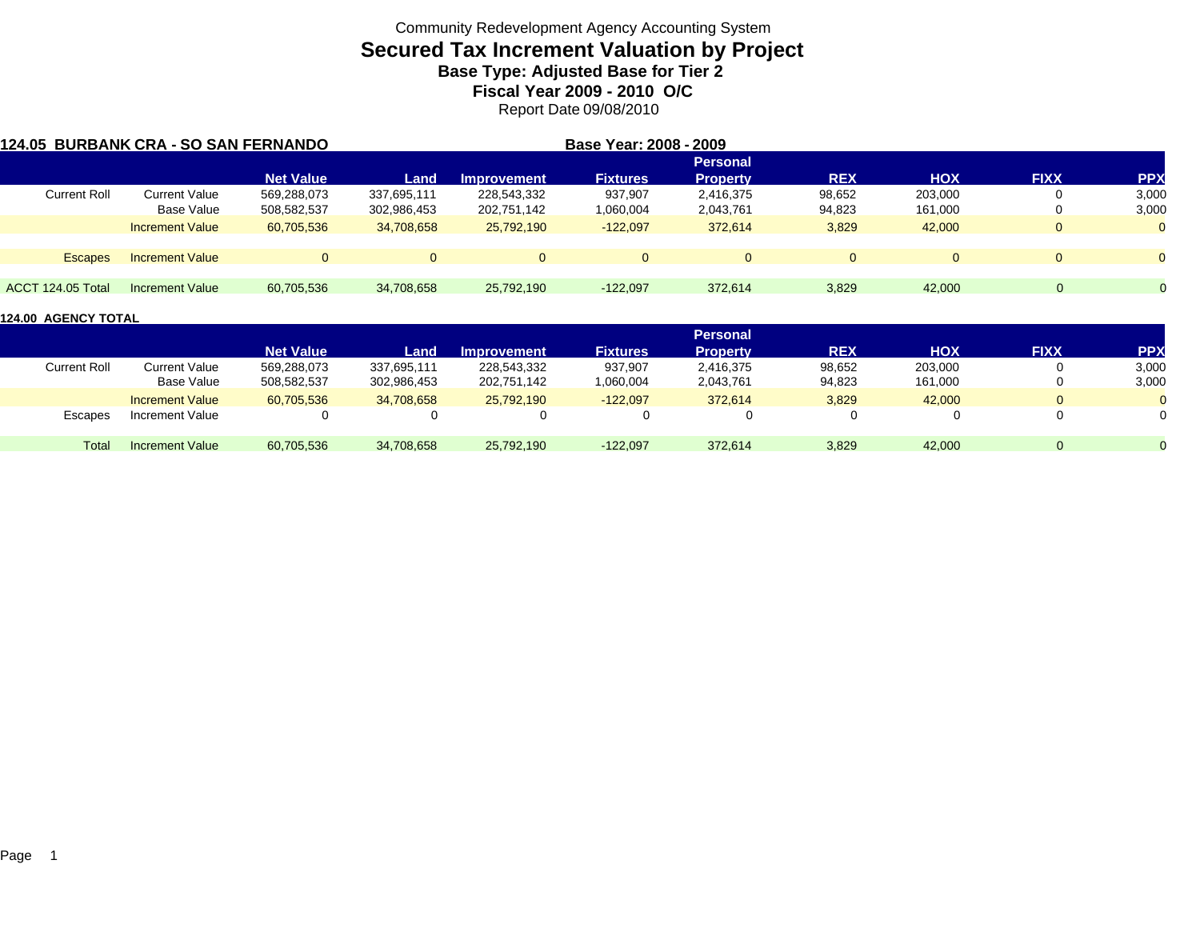Community Redevelopment Agency Accounting System

# Secured Tax Increment Valuation by Project

### Base Type: Adjusted Base for Tier 2

### Fiscal Year 2009 - 2010 O/C

Report Date 09/08/2010

**124.05 BURBANK CRA - SO SAN FERNANDO** **Base Year: 2008 - 2009**

| | | Net Value | Land | Improvement | Fixtures | Personal Property | REX | HOX | FIXX | PPX |
|---|---|---|---|---|---|---|---|---|---|---|
| Current Roll | Current Value | 569,288,073 | 337,695,111 | 228,543,332 | 937,907 | 2,416,375 | 98,652 | 203,000 | 0 | 3,000 |
| | Base Value | 508,582,537 | 302,986,453 | 202,751,142 | 1,060,004 | 2,043,761 | 94,823 | 161,000 | 0 | 3,000 |
| | Increment Value | 60,705,536 | 34,708,658 | 25,792,190 | -122,097 | 372,614 | 3,829 | 42,000 | 0 | 0 |
| Escapes | Increment Value | 0 | 0 | 0 | 0 | 0 | 0 | 0 | 0 | 0 |
| ACCT 124.05 Total | Increment Value | 60,705,536 | 34,708,658 | 25,792,190 | -122,097 | 372,614 | 3,829 | 42,000 | 0 | 0 |

**124.00 AGENCY TOTAL**

| | | Net Value | Land | Improvement | Fixtures | Personal Property | REX | HOX | FIXX | PPX |
|---|---|---|---|---|---|---|---|---|---|---|
| Current Roll | Current Value | 569,288,073 | 337,695,111 | 228,543,332 | 937,907 | 2,416,375 | 98,652 | 203,000 | 0 | 3,000 |
| | Base Value | 508,582,537 | 302,986,453 | 202,751,142 | 1,060,004 | 2,043,761 | 94,823 | 161,000 | 0 | 3,000 |
| | Increment Value | 60,705,536 | 34,708,658 | 25,792,190 | -122,097 | 372,614 | 3,829 | 42,000 | 0 | 0 |
| Escapes | Increment Value | 0 | 0 | 0 | 0 | 0 | 0 | 0 | 0 | 0 |
| Total | Increment Value | 60,705,536 | 34,708,658 | 25,792,190 | -122,097 | 372,614 | 3,829 | 42,000 | 0 | 0 |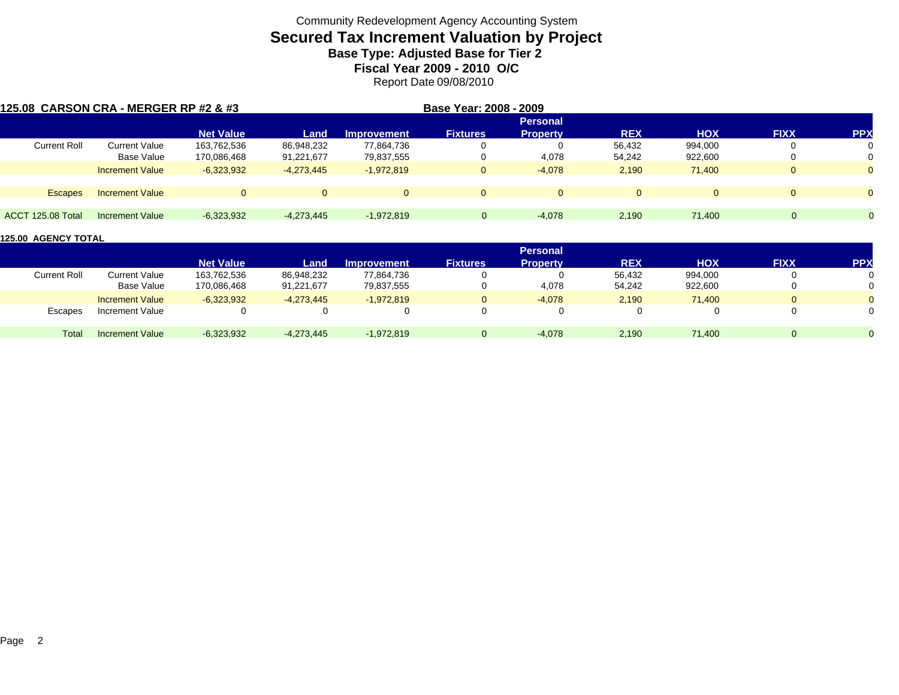Community Redevelopment Agency Accounting System

# Secured Tax Increment Valuation by Project

### Base Type: Adjusted Base for Tier 2

### Fiscal Year 2009 - 2010 O/C

Report Date 09/08/2010

**125.08 CARSON CRA - MERGER RP #2 & #3** **Base Year: 2008 - 2009**

| | | Net Value | Land | Improvement | Fixtures | Personal Property | REX | HOX | FIXX | PPX |
|---|---|---|---|---|---|---|---|---|---|---|
| Current Roll | Current Value | 163,762,536 | 86,948,232 | 77,864,736 | 0 | 0 | 56,432 | 994,000 | 0 | 0 |
| | Base Value | 170,086,468 | 91,221,677 | 79,837,555 | 0 | 4,078 | 54,242 | 922,600 | 0 | 0 |
| | Increment Value | -6,323,932 | -4,273,445 | -1,972,819 | 0 | -4,078 | 2,190 | 71,400 | 0 | 0 |
| Escapes | Increment Value | 0 | 0 | 0 | 0 | 0 | 0 | 0 | 0 | 0 |
| ACCT 125.08 Total | Increment Value | -6,323,932 | -4,273,445 | -1,972,819 | 0 | -4,078 | 2,190 | 71,400 | 0 | 0 |

**125.00 AGENCY TOTAL**

| | | Net Value | Land | Improvement | Fixtures | Personal Property | REX | HOX | FIXX | PPX |
|---|---|---|---|---|---|---|---|---|---|---|
| Current Roll | Current Value | 163,762,536 | 86,948,232 | 77,864,736 | 0 | 0 | 56,432 | 994,000 | 0 | 0 |
| | Base Value | 170,086,468 | 91,221,677 | 79,837,555 | 0 | 4,078 | 54,242 | 922,600 | 0 | 0 |
| | Increment Value | -6,323,932 | -4,273,445 | -1,972,819 | 0 | -4,078 | 2,190 | 71,400 | 0 | 0 |
| Escapes | Increment Value | 0 | 0 | 0 | 0 | 0 | 0 | 0 | 0 | 0 |
| Total | Increment Value | -6,323,932 | -4,273,445 | -1,972,819 | 0 | -4,078 | 2,190 | 71,400 | 0 | 0 |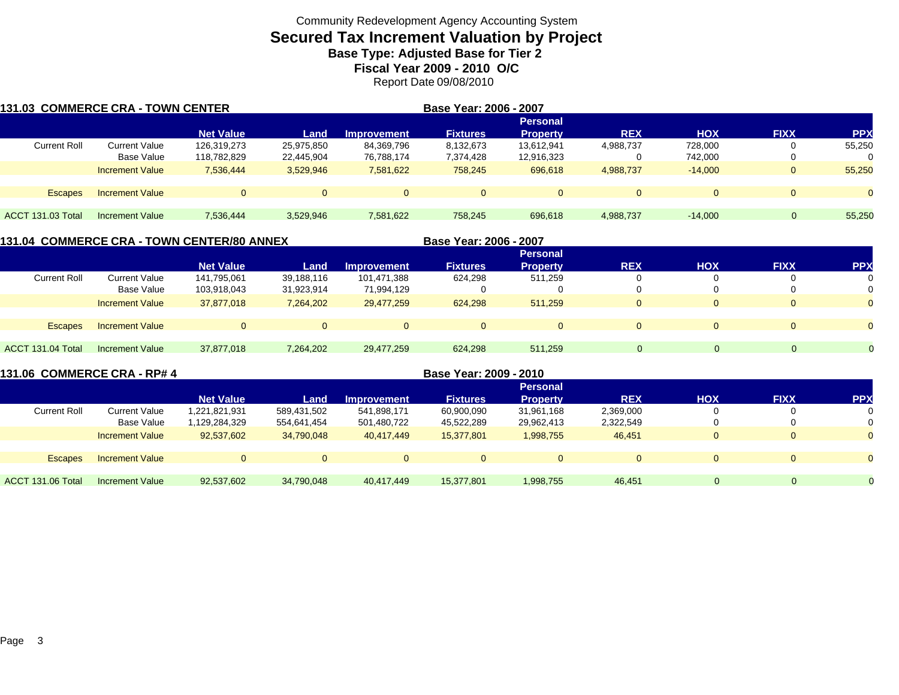Community Redevelopment Agency Accounting System

# Secured Tax Increment Valuation by Project

**Base Type: Adjusted Base for Tier 2**

**Fiscal Year 2009 - 2010 O/C**

Report Date 09/08/2010

## 131.03 COMMERCE CRA - TOWN CENTER

**Base Year: 2006 - 2007**

| | | Net Value | Land | Improvement | Fixtures | Personal Property | REX | HOX | FIXX | PPX |
|---|---|---|---|---|---|---|---|---|---|---|
| Current Roll | Current Value | 126,319,273 | 25,975,850 | 84,369,796 | 8,132,673 | 13,612,941 | 4,988,737 | 728,000 | 0 | 55,250 |
| | Base Value | 118,782,829 | 22,445,904 | 76,788,174 | 7,374,428 | 12,916,323 | 0 | 742,000 | 0 | 0 |
| | Increment Value | 7,536,444 | 3,529,946 | 7,581,622 | 758,245 | 696,618 | 4,988,737 | -14,000 | 0 | 55,250 |
| Escapes | Increment Value | 0 | 0 | 0 | 0 | 0 | 0 | 0 | 0 | 0 |
| ACCT 131.03 Total | Increment Value | 7,536,444 | 3,529,946 | 7,581,622 | 758,245 | 696,618 | 4,988,737 | -14,000 | 0 | 55,250 |

## 131.04 COMMERCE CRA - TOWN CENTER/80 ANNEX

**Base Year: 2006 - 2007**

| | | Net Value | Land | Improvement | Fixtures | Personal Property | REX | HOX | FIXX | PPX |
|---|---|---|---|---|---|---|---|---|---|---|
| Current Roll | Current Value | 141,795,061 | 39,188,116 | 101,471,388 | 624,298 | 511,259 | 0 | 0 | 0 | 0 |
| | Base Value | 103,918,043 | 31,923,914 | 71,994,129 | 0 | 0 | 0 | 0 | 0 | 0 |
| | Increment Value | 37,877,018 | 7,264,202 | 29,477,259 | 624,298 | 511,259 | 0 | 0 | 0 | 0 |
| Escapes | Increment Value | 0 | 0 | 0 | 0 | 0 | 0 | 0 | 0 | 0 |
| ACCT 131.04 Total | Increment Value | 37,877,018 | 7,264,202 | 29,477,259 | 624,298 | 511,259 | 0 | 0 | 0 | 0 |

## 131.06 COMMERCE CRA - RP# 4

**Base Year: 2009 - 2010**

| | | Net Value | Land | Improvement | Fixtures | Personal Property | REX | HOX | FIXX | PPX |
|---|---|---|---|---|---|---|---|---|---|---|
| Current Roll | Current Value | 1,221,821,931 | 589,431,502 | 541,898,171 | 60,900,090 | 31,961,168 | 2,369,000 | 0 | 0 | 0 |
| | Base Value | 1,129,284,329 | 554,641,454 | 501,480,722 | 45,522,289 | 29,962,413 | 2,322,549 | 0 | 0 | 0 |
| | Increment Value | 92,537,602 | 34,790,048 | 40,417,449 | 15,377,801 | 1,998,755 | 46,451 | 0 | 0 | 0 |
| Escapes | Increment Value | 0 | 0 | 0 | 0 | 0 | 0 | 0 | 0 | 0 |
| ACCT 131.06 Total | Increment Value | 92,537,602 | 34,790,048 | 40,417,449 | 15,377,801 | 1,998,755 | 46,451 | 0 | 0 | 0 |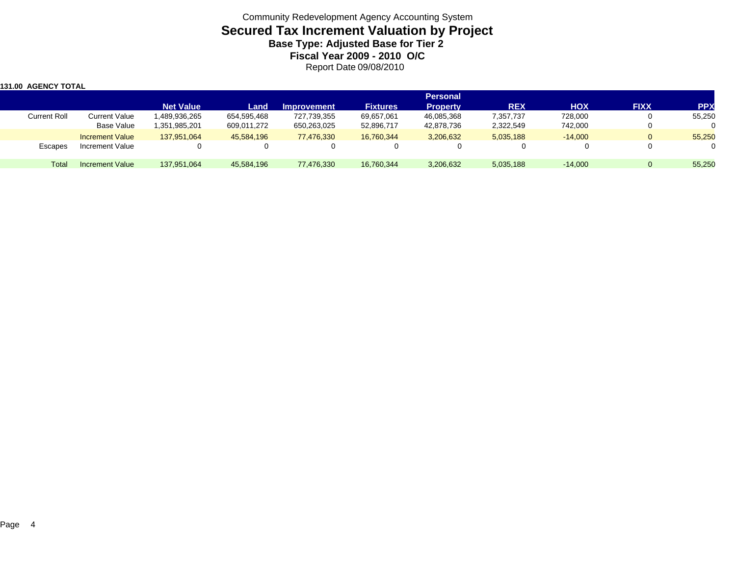Community Redevelopment Agency Accounting System

# Secured Tax Increment Valuation by Project

## Base Type: Adjusted Base for Tier 2

## Fiscal Year 2009 - 2010 O/C

Report Date 09/08/2010

**131.00 AGENCY TOTAL**

| | | Net Value | Land | Improvement | Fixtures | Personal Property | REX | HOX | FIXX | PPX |
|---|---|---|---|---|---|---|---|---|---|---|
| Current Roll | Current Value | 1,489,936,265 | 654,595,468 | 727,739,355 | 69,657,061 | 46,085,368 | 7,357,737 | 728,000 | 0 | 55,250 |
| | Base Value | 1,351,985,201 | 609,011,272 | 650,263,025 | 52,896,717 | 42,878,736 | 2,322,549 | 742,000 | 0 | 0 |
| | Increment Value | 137,951,064 | 45,584,196 | 77,476,330 | 16,760,344 | 3,206,632 | 5,035,188 | -14,000 | 0 | 55,250 |
| Escapes | Increment Value | 0 | 0 | 0 | 0 | 0 | 0 | 0 | 0 | 0 |
| Total | Increment Value | 137,951,064 | 45,584,196 | 77,476,330 | 16,760,344 | 3,206,632 | 5,035,188 | -14,000 | 0 | 55,250 |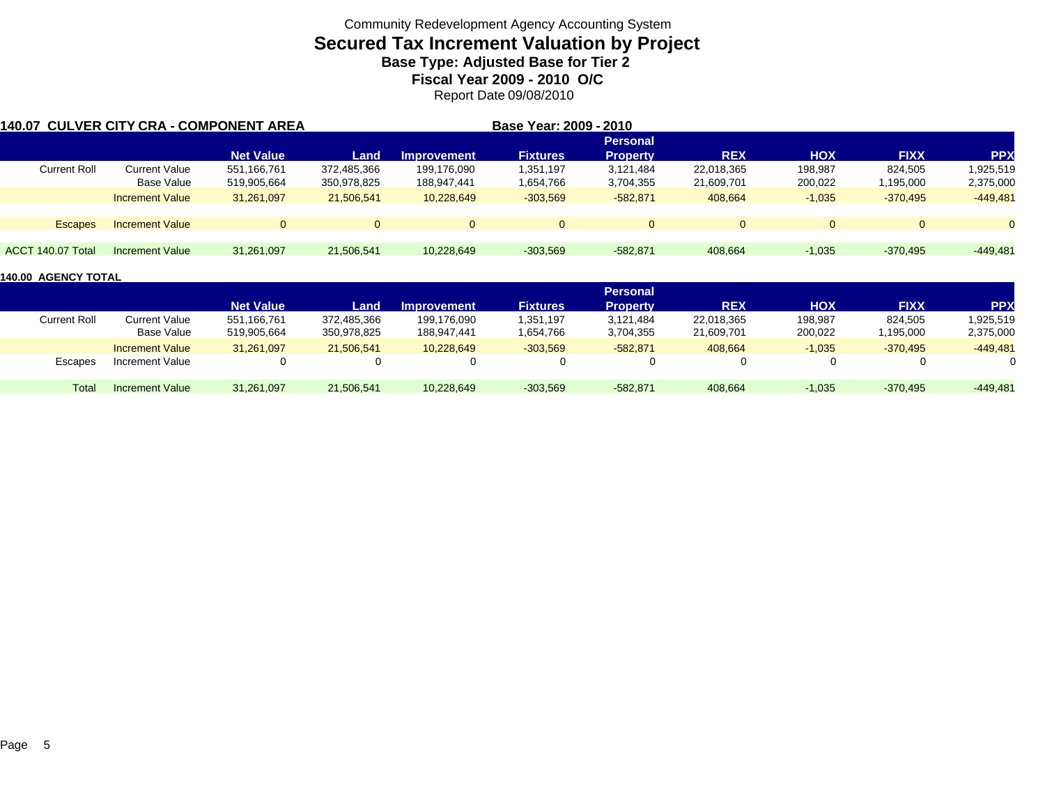Community Redevelopment Agency Accounting System

# Secured Tax Increment Valuation by Project

### Base Type: Adjusted Base for Tier 2

### Fiscal Year 2009 - 2010 O/C

Report Date 09/08/2010

**140.07 CULVER CITY CRA - COMPONENT AREA** **Base Year: 2009 - 2010**

| | | Net Value | Land | Improvement | Fixtures | Personal Property | REX | HOX | FIXX | PPX |
|---|---|---|---|---|---|---|---|---|---|---|
| Current Roll | Current Value | 551,166,761 | 372,485,366 | 199,176,090 | 1,351,197 | 3,121,484 | 22,018,365 | 198,987 | 824,505 | 1,925,519 |
| | Base Value | 519,905,664 | 350,978,825 | 188,947,441 | 1,654,766 | 3,704,355 | 21,609,701 | 200,022 | 1,195,000 | 2,375,000 |
| | Increment Value | 31,261,097 | 21,506,541 | 10,228,649 | -303,569 | -582,871 | 408,664 | -1,035 | -370,495 | -449,481 |
| Escapes | Increment Value | 0 | 0 | 0 | 0 | 0 | 0 | 0 | 0 | 0 |
| ACCT 140.07 Total | Increment Value | 31,261,097 | 21,506,541 | 10,228,649 | -303,569 | -582,871 | 408,664 | -1,035 | -370,495 | -449,481 |

**140.00 AGENCY TOTAL**

| | | Net Value | Land | Improvement | Fixtures | Personal Property | REX | HOX | FIXX | PPX |
|---|---|---|---|---|---|---|---|---|---|---|
| Current Roll | Current Value | 551,166,761 | 372,485,366 | 199,176,090 | 1,351,197 | 3,121,484 | 22,018,365 | 198,987 | 824,505 | 1,925,519 |
| | Base Value | 519,905,664 | 350,978,825 | 188,947,441 | 1,654,766 | 3,704,355 | 21,609,701 | 200,022 | 1,195,000 | 2,375,000 |
| | Increment Value | 31,261,097 | 21,506,541 | 10,228,649 | -303,569 | -582,871 | 408,664 | -1,035 | -370,495 | -449,481 |
| Escapes | Increment Value | 0 | 0 | 0 | 0 | 0 | 0 | 0 | 0 | 0 |
| Total | Increment Value | 31,261,097 | 21,506,541 | 10,228,649 | -303,569 | -582,871 | 408,664 | -1,035 | -370,495 | -449,481 |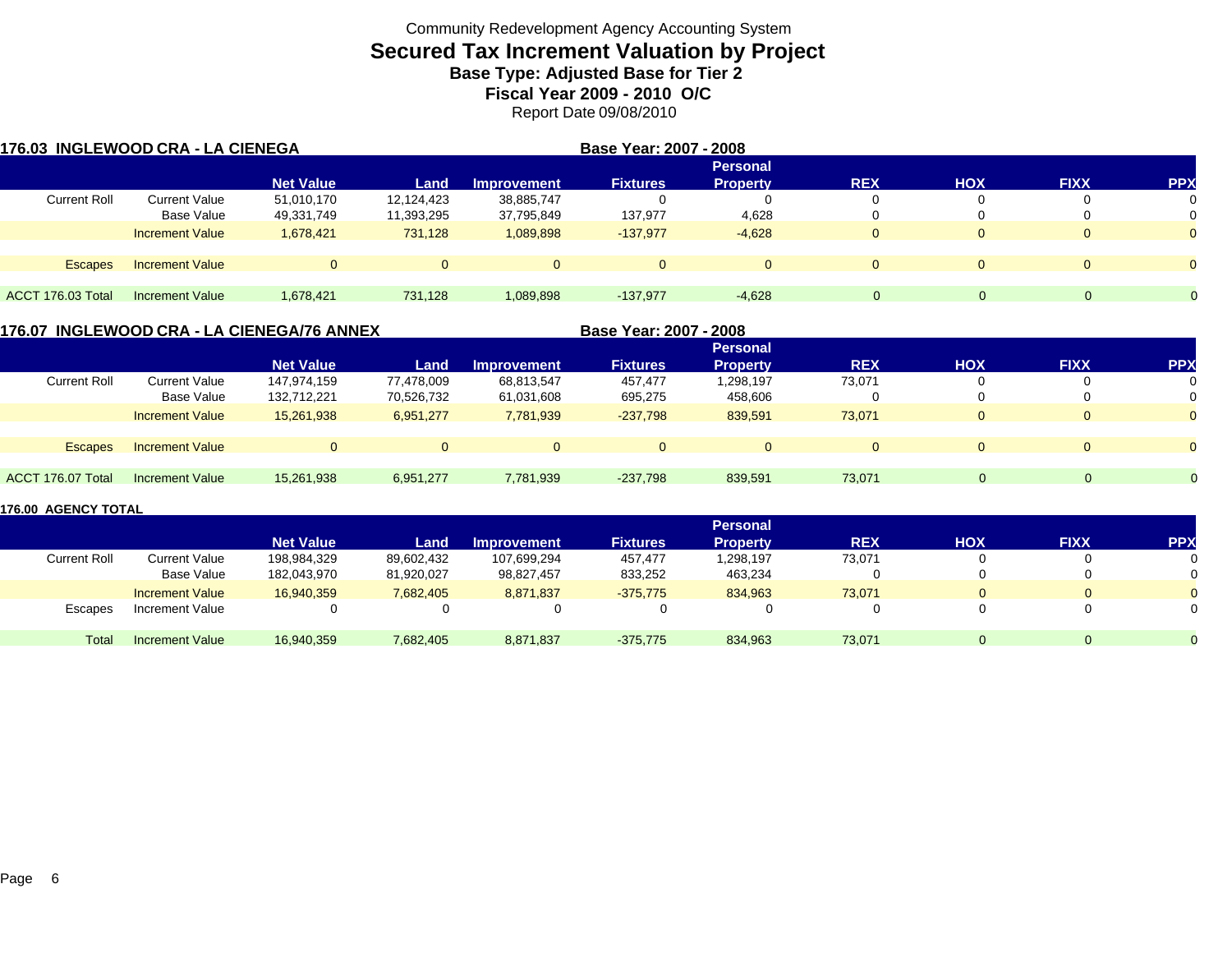Community Redevelopment Agency Accounting System

# Secured Tax Increment Valuation by Project

### Base Type: Adjusted Base for Tier 2

### Fiscal Year 2009 - 2010 O/C

Report Date 09/08/2010

**176.03 INGLEWOOD CRA - LA CIENEGA** — **Base Year: 2007 - 2008**

| | | Net Value | Land | Improvement | Fixtures | Personal Property | REX | HOX | FIXX | PPX |
|---|---|---|---|---|---|---|---|---|---|---|
| Current Roll | Current Value | 51,010,170 | 12,124,423 | 38,885,747 | 0 | 0 | 0 | 0 | 0 | 0 |
| | Base Value | 49,331,749 | 11,393,295 | 37,795,849 | 137,977 | 4,628 | 0 | 0 | 0 | 0 |
| | Increment Value | 1,678,421 | 731,128 | 1,089,898 | -137,977 | -4,628 | 0 | 0 | 0 | 0 |
| Escapes | Increment Value | 0 | 0 | 0 | 0 | 0 | 0 | 0 | 0 | 0 |
| ACCT 176.03 Total | Increment Value | 1,678,421 | 731,128 | 1,089,898 | -137,977 | -4,628 | 0 | 0 | 0 | 0 |

**176.07 INGLEWOOD CRA - LA CIENEGA/76 ANNEX** — **Base Year: 2007 - 2008**

| | | Net Value | Land | Improvement | Fixtures | Personal Property | REX | HOX | FIXX | PPX |
|---|---|---|---|---|---|---|---|---|---|---|
| Current Roll | Current Value | 147,974,159 | 77,478,009 | 68,813,547 | 457,477 | 1,298,197 | 73,071 | 0 | 0 | 0 |
| | Base Value | 132,712,221 | 70,526,732 | 61,031,608 | 695,275 | 458,606 | 0 | 0 | 0 | 0 |
| | Increment Value | 15,261,938 | 6,951,277 | 7,781,939 | -237,798 | 839,591 | 73,071 | 0 | 0 | 0 |
| Escapes | Increment Value | 0 | 0 | 0 | 0 | 0 | 0 | 0 | 0 | 0 |
| ACCT 176.07 Total | Increment Value | 15,261,938 | 6,951,277 | 7,781,939 | -237,798 | 839,591 | 73,071 | 0 | 0 | 0 |

**176.00 AGENCY TOTAL**

| | | Net Value | Land | Improvement | Fixtures | Personal Property | REX | HOX | FIXX | PPX |
|---|---|---|---|---|---|---|---|---|---|---|
| Current Roll | Current Value | 198,984,329 | 89,602,432 | 107,699,294 | 457,477 | 1,298,197 | 73,071 | 0 | 0 | 0 |
| | Base Value | 182,043,970 | 81,920,027 | 98,827,457 | 833,252 | 463,234 | 0 | 0 | 0 | 0 |
| | Increment Value | 16,940,359 | 7,682,405 | 8,871,837 | -375,775 | 834,963 | 73,071 | 0 | 0 | 0 |
| Escapes | Increment Value | 0 | 0 | 0 | 0 | 0 | 0 | 0 | 0 | 0 |
| Total | Increment Value | 16,940,359 | 7,682,405 | 8,871,837 | -375,775 | 834,963 | 73,071 | 0 | 0 | 0 |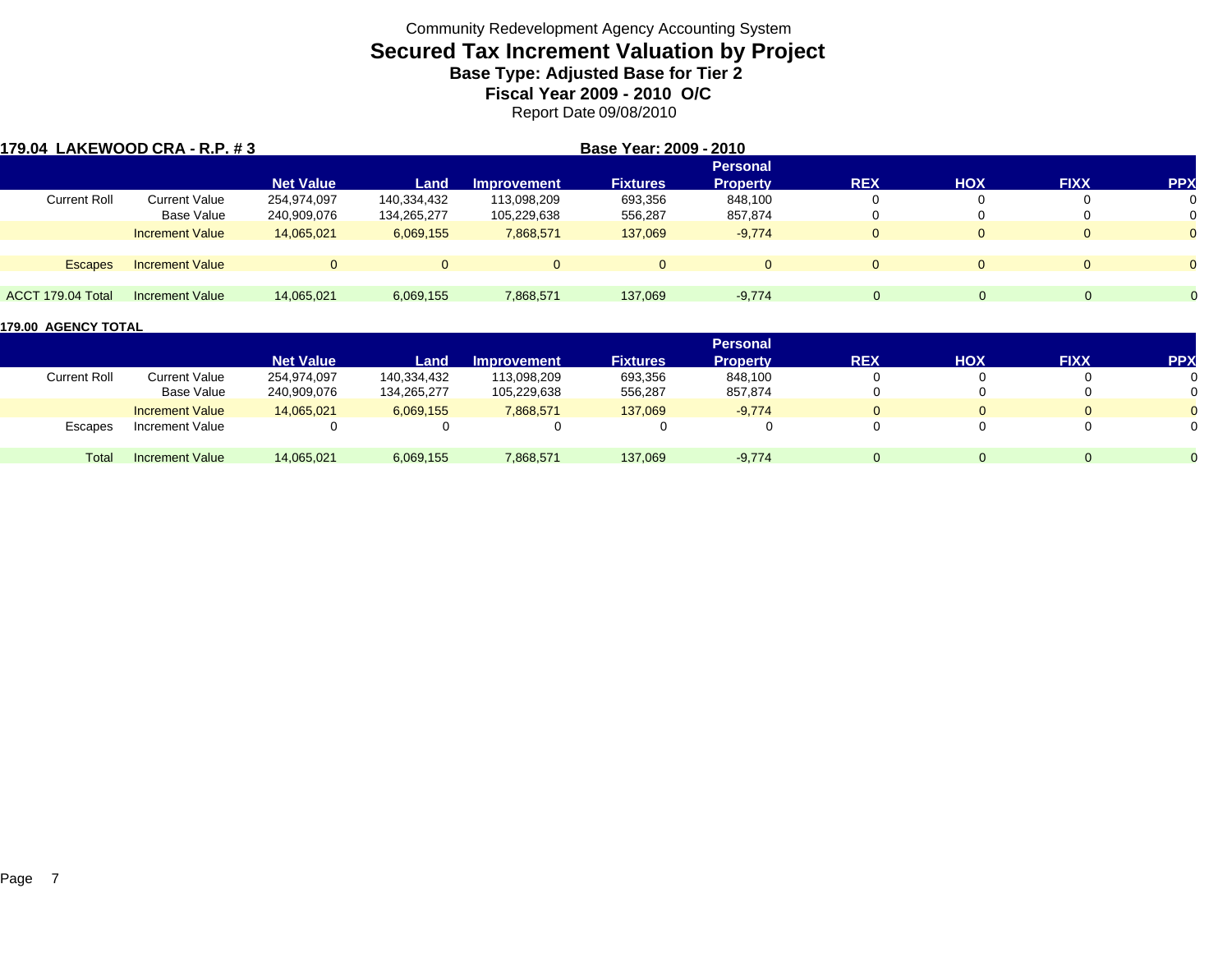Community Redevelopment Agency Accounting System

# Secured Tax Increment Valuation by Project

## Base Type: Adjusted Base for Tier 2

## Fiscal Year 2009 - 2010 O/C

Report Date 09/08/2010

**179.04 LAKEWOOD CRA - R.P. # 3** **Base Year: 2009 - 2010**

| | | Net Value | Land | Improvement | Fixtures | Personal Property | REX | HOX | FIXX | PPX |
|---|---|---|---|---|---|---|---|---|---|---|
| Current Roll | Current Value | 254,974,097 | 140,334,432 | 113,098,209 | 693,356 | 848,100 | 0 | 0 | 0 | 0 |
| | Base Value | 240,909,076 | 134,265,277 | 105,229,638 | 556,287 | 857,874 | 0 | 0 | 0 | 0 |
| | Increment Value | 14,065,021 | 6,069,155 | 7,868,571 | 137,069 | -9,774 | 0 | 0 | 0 | 0 |
| Escapes | Increment Value | 0 | 0 | 0 | 0 | 0 | 0 | 0 | 0 | 0 |
| ACCT 179.04 Total | Increment Value | 14,065,021 | 6,069,155 | 7,868,571 | 137,069 | -9,774 | 0 | 0 | 0 | 0 |

**179.00 AGENCY TOTAL**

| | | Net Value | Land | Improvement | Fixtures | Personal Property | REX | HOX | FIXX | PPX |
|---|---|---|---|---|---|---|---|---|---|---|
| Current Roll | Current Value | 254,974,097 | 140,334,432 | 113,098,209 | 693,356 | 848,100 | 0 | 0 | 0 | 0 |
| | Base Value | 240,909,076 | 134,265,277 | 105,229,638 | 556,287 | 857,874 | 0 | 0 | 0 | 0 |
| | Increment Value | 14,065,021 | 6,069,155 | 7,868,571 | 137,069 | -9,774 | 0 | 0 | 0 | 0 |
| Escapes | Increment Value | 0 | 0 | 0 | 0 | 0 | 0 | 0 | 0 | 0 |
| Total | Increment Value | 14,065,021 | 6,069,155 | 7,868,571 | 137,069 | -9,774 | 0 | 0 | 0 | 0 |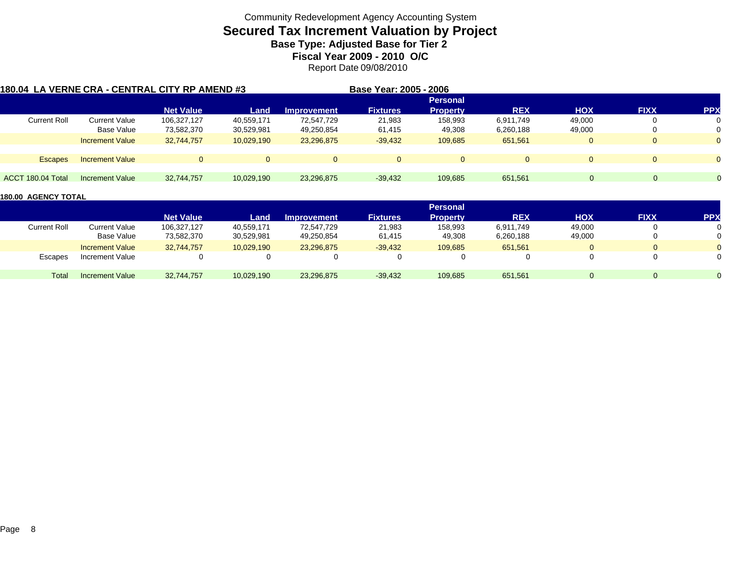Community Redevelopment Agency Accounting System

# Secured Tax Increment Valuation by Project

### Base Type: Adjusted Base for Tier 2

### Fiscal Year 2009 - 2010 O/C

Report Date 09/08/2010

**180.04 LA VERNE CRA - CENTRAL CITY RP AMEND #3** **Base Year: 2005 - 2006**

| | | Net Value | Land | Improvement | Fixtures | Personal Property | REX | HOX | FIXX | PPX |
|---|---|---|---|---|---|---|---|---|---|---|
| Current Roll | Current Value | 106,327,127 | 40,559,171 | 72,547,729 | 21,983 | 158,993 | 6,911,749 | 49,000 | 0 | 0 |
| | Base Value | 73,582,370 | 30,529,981 | 49,250,854 | 61,415 | 49,308 | 6,260,188 | 49,000 | 0 | 0 |
| | Increment Value | 32,744,757 | 10,029,190 | 23,296,875 | -39,432 | 109,685 | 651,561 | 0 | 0 | 0 |
| Escapes | Increment Value | 0 | 0 | 0 | 0 | 0 | 0 | 0 | 0 | 0 |
| ACCT 180.04 Total | Increment Value | 32,744,757 | 10,029,190 | 23,296,875 | -39,432 | 109,685 | 651,561 | 0 | 0 | 0 |

**180.00 AGENCY TOTAL**

| | | Net Value | Land | Improvement | Fixtures | Personal Property | REX | HOX | FIXX | PPX |
|---|---|---|---|---|---|---|---|---|---|---|
| Current Roll | Current Value | 106,327,127 | 40,559,171 | 72,547,729 | 21,983 | 158,993 | 6,911,749 | 49,000 | 0 | 0 |
| | Base Value | 73,582,370 | 30,529,981 | 49,250,854 | 61,415 | 49,308 | 6,260,188 | 49,000 | 0 | 0 |
| | Increment Value | 32,744,757 | 10,029,190 | 23,296,875 | -39,432 | 109,685 | 651,561 | 0 | 0 | 0 |
| Escapes | Increment Value | 0 | 0 | 0 | 0 | 0 | 0 | 0 | 0 | 0 |
| Total | Increment Value | 32,744,757 | 10,029,190 | 23,296,875 | -39,432 | 109,685 | 651,561 | 0 | 0 | 0 |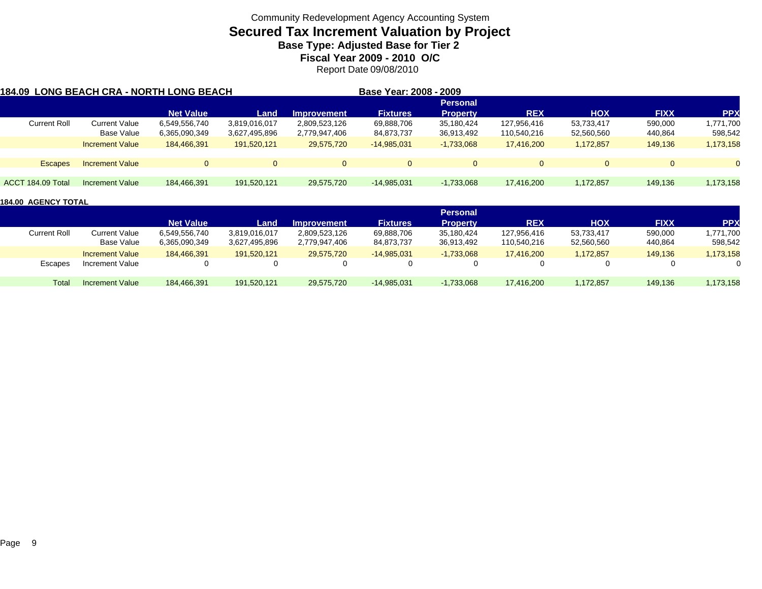Community Redevelopment Agency Accounting System

# Secured Tax Increment Valuation by Project

### Base Type: Adjusted Base for Tier 2

### Fiscal Year 2009 - 2010 O/C

Report Date 09/08/2010

**184.09 LONG BEACH CRA - NORTH LONG BEACH** **Base Year: 2008 - 2009**

| | | Net Value | Land | Improvement | Fixtures | Personal Property | REX | HOX | FIXX | PPX |
|---|---|---|---|---|---|---|---|---|---|---|
| Current Roll | Current Value | 6,549,556,740 | 3,819,016,017 | 2,809,523,126 | 69,888,706 | 35,180,424 | 127,956,416 | 53,733,417 | 590,000 | 1,771,700 |
| | Base Value | 6,365,090,349 | 3,627,495,896 | 2,779,947,406 | 84,873,737 | 36,913,492 | 110,540,216 | 52,560,560 | 440,864 | 598,542 |
| | Increment Value | 184,466,391 | 191,520,121 | 29,575,720 | -14,985,031 | -1,733,068 | 17,416,200 | 1,172,857 | 149,136 | 1,173,158 |
| Escapes | Increment Value | 0 | 0 | 0 | 0 | 0 | 0 | 0 | 0 | 0 |
| ACCT 184.09 Total | Increment Value | 184,466,391 | 191,520,121 | 29,575,720 | -14,985,031 | -1,733,068 | 17,416,200 | 1,172,857 | 149,136 | 1,173,158 |

**184.00 AGENCY TOTAL**

| | | Net Value | Land | Improvement | Fixtures | Personal Property | REX | HOX | FIXX | PPX |
|---|---|---|---|---|---|---|---|---|---|---|
| Current Roll | Current Value | 6,549,556,740 | 3,819,016,017 | 2,809,523,126 | 69,888,706 | 35,180,424 | 127,956,416 | 53,733,417 | 590,000 | 1,771,700 |
| | Base Value | 6,365,090,349 | 3,627,495,896 | 2,779,947,406 | 84,873,737 | 36,913,492 | 110,540,216 | 52,560,560 | 440,864 | 598,542 |
| | Increment Value | 184,466,391 | 191,520,121 | 29,575,720 | -14,985,031 | -1,733,068 | 17,416,200 | 1,172,857 | 149,136 | 1,173,158 |
| Escapes | Increment Value | 0 | 0 | 0 | 0 | 0 | 0 | 0 | 0 | 0 |
| Total | Increment Value | 184,466,391 | 191,520,121 | 29,575,720 | -14,985,031 | -1,733,068 | 17,416,200 | 1,172,857 | 149,136 | 1,173,158 |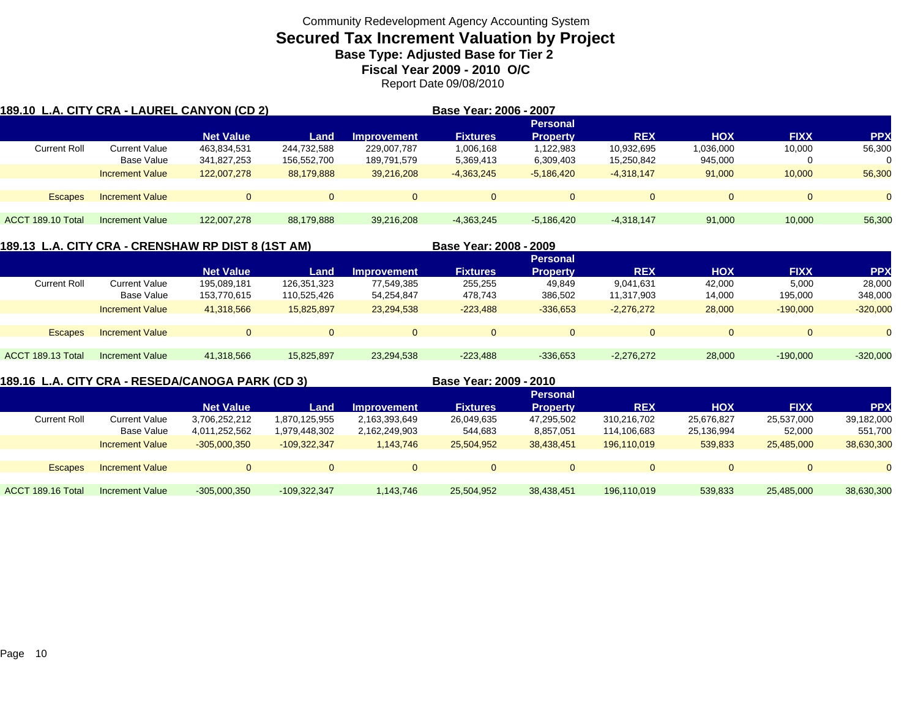Community Redevelopment Agency Accounting System

# Secured Tax Increment Valuation by Project

### Base Type: Adjusted Base for Tier 2

### Fiscal Year 2009 - 2010 O/C

Report Date 09/08/2010

**189.10 L.A. CITY CRA - LAUREL CANYON (CD 2)** — **Base Year: 2006 - 2007**

| | | Net Value | Land | Improvement | Fixtures | Personal Property | REX | HOX | FIXX | PPX |
|---|---|---|---|---|---|---|---|---|---|---|
| Current Roll | Current Value | 463,834,531 | 244,732,588 | 229,007,787 | 1,006,168 | 1,122,983 | 10,932,695 | 1,036,000 | 10,000 | 56,300 |
| | Base Value | 341,827,253 | 156,552,700 | 189,791,579 | 5,369,413 | 6,309,403 | 15,250,842 | 945,000 | 0 | 0 |
| | Increment Value | 122,007,278 | 88,179,888 | 39,216,208 | -4,363,245 | -5,186,420 | -4,318,147 | 91,000 | 10,000 | 56,300 |
| Escapes | Increment Value | 0 | 0 | 0 | 0 | 0 | 0 | 0 | 0 | 0 |
| ACCT 189.10 Total | Increment Value | 122,007,278 | 88,179,888 | 39,216,208 | -4,363,245 | -5,186,420 | -4,318,147 | 91,000 | 10,000 | 56,300 |

**189.13 L.A. CITY CRA - CRENSHAW RP DIST 8 (1ST AM)** — **Base Year: 2008 - 2009**

| | | Net Value | Land | Improvement | Fixtures | Personal Property | REX | HOX | FIXX | PPX |
|---|---|---|---|---|---|---|---|---|---|---|
| Current Roll | Current Value | 195,089,181 | 126,351,323 | 77,549,385 | 255,255 | 49,849 | 9,041,631 | 42,000 | 5,000 | 28,000 |
| | Base Value | 153,770,615 | 110,525,426 | 54,254,847 | 478,743 | 386,502 | 11,317,903 | 14,000 | 195,000 | 348,000 |
| | Increment Value | 41,318,566 | 15,825,897 | 23,294,538 | -223,488 | -336,653 | -2,276,272 | 28,000 | -190,000 | -320,000 |
| Escapes | Increment Value | 0 | 0 | 0 | 0 | 0 | 0 | 0 | 0 | 0 |
| ACCT 189.13 Total | Increment Value | 41,318,566 | 15,825,897 | 23,294,538 | -223,488 | -336,653 | -2,276,272 | 28,000 | -190,000 | -320,000 |

**189.16 L.A. CITY CRA - RESEDA/CANOGA PARK (CD 3)** — **Base Year: 2009 - 2010**

| | | Net Value | Land | Improvement | Fixtures | Personal Property | REX | HOX | FIXX | PPX |
|---|---|---|---|---|---|---|---|---|---|---|
| Current Roll | Current Value | 3,706,252,212 | 1,870,125,955 | 2,163,393,649 | 26,049,635 | 47,295,502 | 310,216,702 | 25,676,827 | 25,537,000 | 39,182,000 |
| | Base Value | 4,011,252,562 | 1,979,448,302 | 2,162,249,903 | 544,683 | 8,857,051 | 114,106,683 | 25,136,994 | 52,000 | 551,700 |
| | Increment Value | -305,000,350 | -109,322,347 | 1,143,746 | 25,504,952 | 38,438,451 | 196,110,019 | 539,833 | 25,485,000 | 38,630,300 |
| Escapes | Increment Value | 0 | 0 | 0 | 0 | 0 | 0 | 0 | 0 | 0 |
| ACCT 189.16 Total | Increment Value | -305,000,350 | -109,322,347 | 1,143,746 | 25,504,952 | 38,438,451 | 196,110,019 | 539,833 | 25,485,000 | 38,630,300 |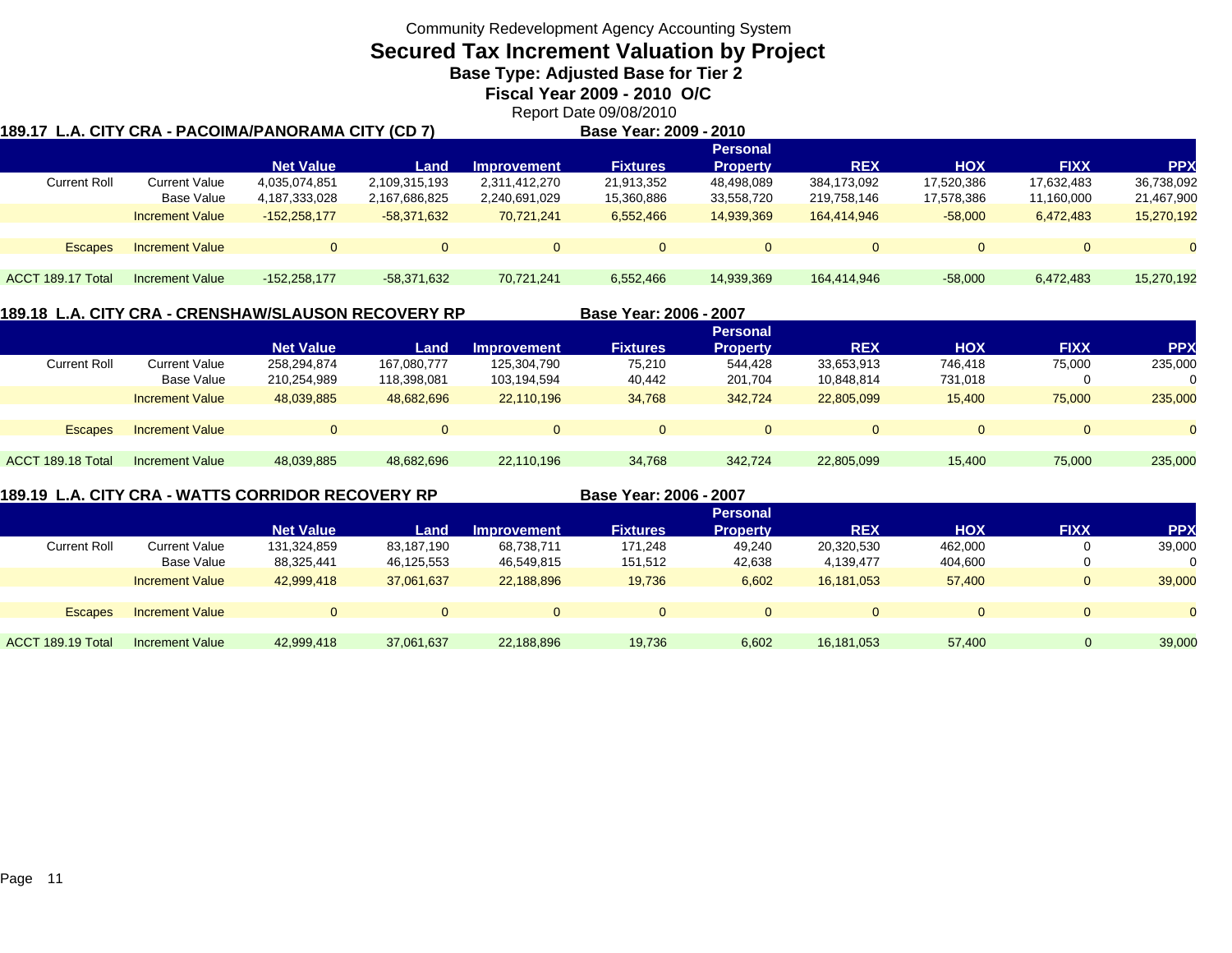Community Redevelopment Agency Accounting System

# Secured Tax Increment Valuation by Project

### Base Type: Adjusted Base for Tier 2

### Fiscal Year 2009 - 2010 O/C

Report Date 09/08/2010

**189.17 L.A. CITY CRA - PACOIMA/PANORAMA CITY (CD 7)** **Base Year: 2009 - 2010**

| | | Net Value | Land | Improvement | Fixtures | Personal Property | REX | HOX | FIXX | PPX |
|---|---|---|---|---|---|---|---|---|---|---|
| Current Roll | Current Value | 4,035,074,851 | 2,109,315,193 | 2,311,412,270 | 21,913,352 | 48,498,089 | 384,173,092 | 17,520,386 | 17,632,483 | 36,738,092 |
| | Base Value | 4,187,333,028 | 2,167,686,825 | 2,240,691,029 | 15,360,886 | 33,558,720 | 219,758,146 | 17,578,386 | 11,160,000 | 21,467,900 |
| | Increment Value | -152,258,177 | -58,371,632 | 70,721,241 | 6,552,466 | 14,939,369 | 164,414,946 | -58,000 | 6,472,483 | 15,270,192 |
| Escapes | Increment Value | 0 | 0 | 0 | 0 | 0 | 0 | 0 | 0 | 0 |
| ACCT 189.17 Total | Increment Value | -152,258,177 | -58,371,632 | 70,721,241 | 6,552,466 | 14,939,369 | 164,414,946 | -58,000 | 6,472,483 | 15,270,192 |

**189.18 L.A. CITY CRA - CRENSHAW/SLAUSON RECOVERY RP** **Base Year: 2006 - 2007**

| | | Net Value | Land | Improvement | Fixtures | Personal Property | REX | HOX | FIXX | PPX |
|---|---|---|---|---|---|---|---|---|---|---|
| Current Roll | Current Value | 258,294,874 | 167,080,777 | 125,304,790 | 75,210 | 544,428 | 33,653,913 | 746,418 | 75,000 | 235,000 |
| | Base Value | 210,254,989 | 118,398,081 | 103,194,594 | 40,442 | 201,704 | 10,848,814 | 731,018 | 0 | 0 |
| | Increment Value | 48,039,885 | 48,682,696 | 22,110,196 | 34,768 | 342,724 | 22,805,099 | 15,400 | 75,000 | 235,000 |
| Escapes | Increment Value | 0 | 0 | 0 | 0 | 0 | 0 | 0 | 0 | 0 |
| ACCT 189.18 Total | Increment Value | 48,039,885 | 48,682,696 | 22,110,196 | 34,768 | 342,724 | 22,805,099 | 15,400 | 75,000 | 235,000 |

**189.19 L.A. CITY CRA - WATTS CORRIDOR RECOVERY RP** **Base Year: 2006 - 2007**

| | | Net Value | Land | Improvement | Fixtures | Personal Property | REX | HOX | FIXX | PPX |
|---|---|---|---|---|---|---|---|---|---|---|
| Current Roll | Current Value | 131,324,859 | 83,187,190 | 68,738,711 | 171,248 | 49,240 | 20,320,530 | 462,000 | 0 | 39,000 |
| | Base Value | 88,325,441 | 46,125,553 | 46,549,815 | 151,512 | 42,638 | 4,139,477 | 404,600 | 0 | 0 |
| | Increment Value | 42,999,418 | 37,061,637 | 22,188,896 | 19,736 | 6,602 | 16,181,053 | 57,400 | 0 | 39,000 |
| Escapes | Increment Value | 0 | 0 | 0 | 0 | 0 | 0 | 0 | 0 | 0 |
| ACCT 189.19 Total | Increment Value | 42,999,418 | 37,061,637 | 22,188,896 | 19,736 | 6,602 | 16,181,053 | 57,400 | 0 | 39,000 |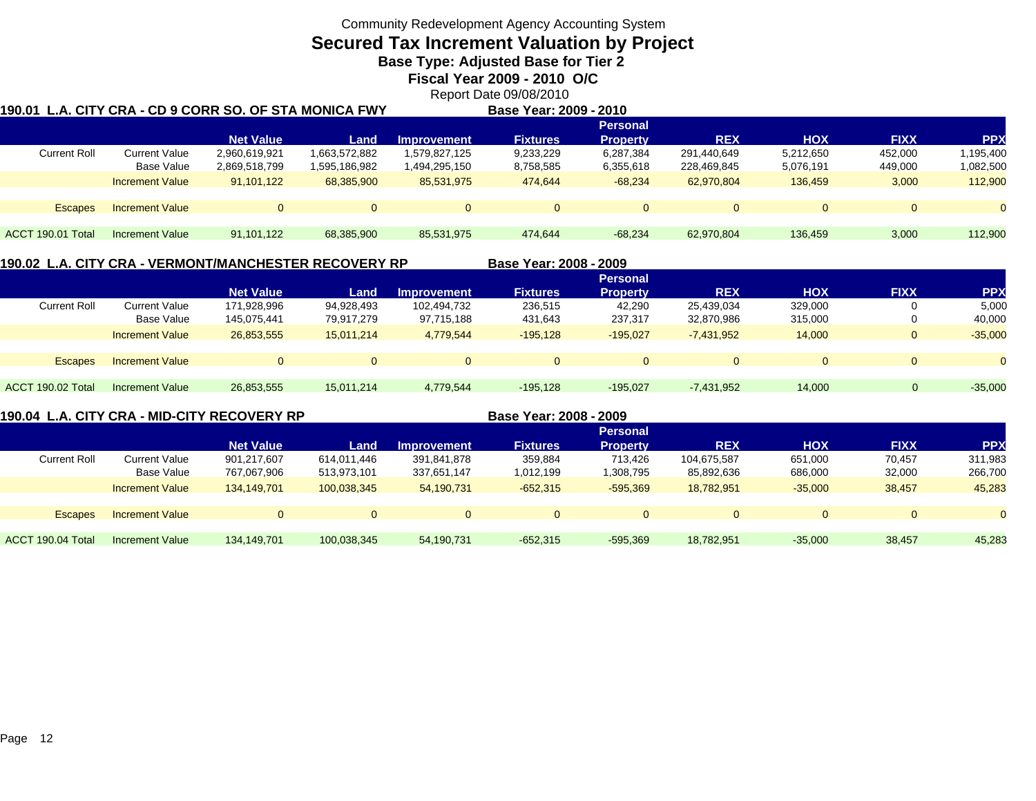Community Redevelopment Agency Accounting System

# Secured Tax Increment Valuation by Project

### Base Type: Adjusted Base for Tier 2

### Fiscal Year 2009 - 2010 O/C

Report Date 09/08/2010

**190.01 L.A. CITY CRA - CD 9 CORR SO. OF STA MONICA FWY** — **Base Year: 2009 - 2010**

| | | Net Value | Land | Improvement | Fixtures | Personal Property | REX | HOX | FIXX | PPX |
|---|---|---|---|---|---|---|---|---|---|---|
| Current Roll | Current Value | 2,960,619,921 | 1,663,572,882 | 1,579,827,125 | 9,233,229 | 6,287,384 | 291,440,649 | 5,212,650 | 452,000 | 1,195,400 |
| | Base Value | 2,869,518,799 | 1,595,186,982 | 1,494,295,150 | 8,758,585 | 6,355,618 | 228,469,845 | 5,076,191 | 449,000 | 1,082,500 |
| | Increment Value | 91,101,122 | 68,385,900 | 85,531,975 | 474,644 | -68,234 | 62,970,804 | 136,459 | 3,000 | 112,900 |
| Escapes | Increment Value | 0 | 0 | 0 | 0 | 0 | 0 | 0 | 0 | 0 |
| ACCT 190.01 Total | Increment Value | 91,101,122 | 68,385,900 | 85,531,975 | 474,644 | -68,234 | 62,970,804 | 136,459 | 3,000 | 112,900 |

**190.02 L.A. CITY CRA - VERMONT/MANCHESTER RECOVERY RP** — **Base Year: 2008 - 2009**

| | | Net Value | Land | Improvement | Fixtures | Personal Property | REX | HOX | FIXX | PPX |
|---|---|---|---|---|---|---|---|---|---|---|
| Current Roll | Current Value | 171,928,996 | 94,928,493 | 102,494,732 | 236,515 | 42,290 | 25,439,034 | 329,000 | 0 | 5,000 |
| | Base Value | 145,075,441 | 79,917,279 | 97,715,188 | 431,643 | 237,317 | 32,870,986 | 315,000 | 0 | 40,000 |
| | Increment Value | 26,853,555 | 15,011,214 | 4,779,544 | -195,128 | -195,027 | -7,431,952 | 14,000 | 0 | -35,000 |
| Escapes | Increment Value | 0 | 0 | 0 | 0 | 0 | 0 | 0 | 0 | 0 |
| ACCT 190.02 Total | Increment Value | 26,853,555 | 15,011,214 | 4,779,544 | -195,128 | -195,027 | -7,431,952 | 14,000 | 0 | -35,000 |

**190.04 L.A. CITY CRA - MID-CITY RECOVERY RP** — **Base Year: 2008 - 2009**

| | | Net Value | Land | Improvement | Fixtures | Personal Property | REX | HOX | FIXX | PPX |
|---|---|---|---|---|---|---|---|---|---|---|
| Current Roll | Current Value | 901,217,607 | 614,011,446 | 391,841,878 | 359,884 | 713,426 | 104,675,587 | 651,000 | 70,457 | 311,983 |
| | Base Value | 767,067,906 | 513,973,101 | 337,651,147 | 1,012,199 | 1,308,795 | 85,892,636 | 686,000 | 32,000 | 266,700 |
| | Increment Value | 134,149,701 | 100,038,345 | 54,190,731 | -652,315 | -595,369 | 18,782,951 | -35,000 | 38,457 | 45,283 |
| Escapes | Increment Value | 0 | 0 | 0 | 0 | 0 | 0 | 0 | 0 | 0 |
| ACCT 190.04 Total | Increment Value | 134,149,701 | 100,038,345 | 54,190,731 | -652,315 | -595,369 | 18,782,951 | -35,000 | 38,457 | 45,283 |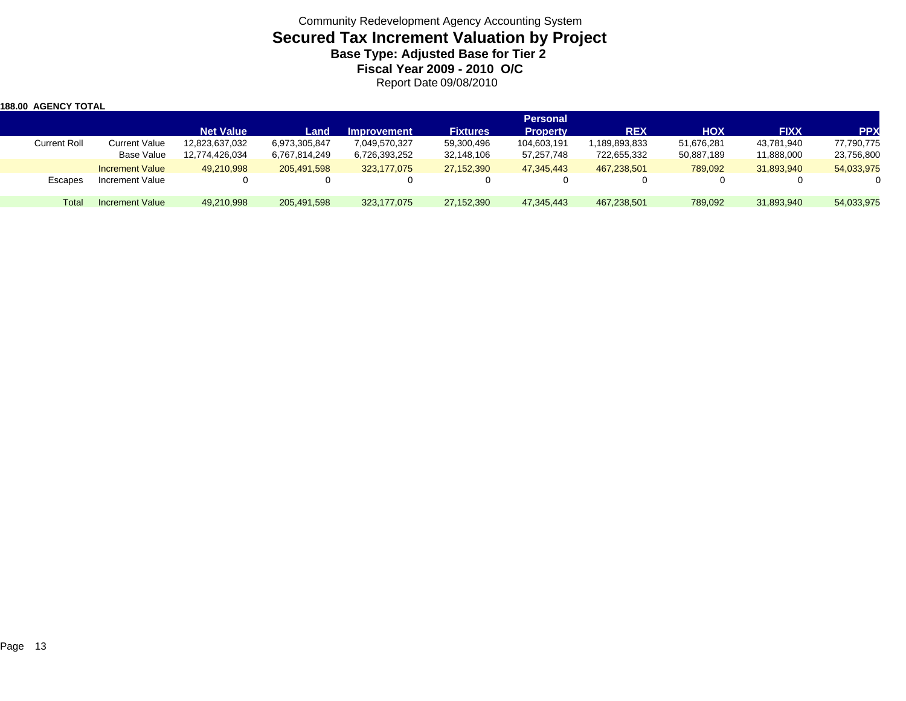Community Redevelopment Agency Accounting System

# Secured Tax Increment Valuation by Project

### Base Type: Adjusted Base for Tier 2

### Fiscal Year 2009 - 2010 O/C

Report Date 09/08/2010

**188.00 AGENCY TOTAL**

| | | Net Value | Land | Improvement | Fixtures | Personal Property | REX | HOX | FIXX | PPX |
|---|---|---|---|---|---|---|---|---|---|---|
| Current Roll | Current Value | 12,823,637,032 | 6,973,305,847 | 7,049,570,327 | 59,300,496 | 104,603,191 | 1,189,893,833 | 51,676,281 | 43,781,940 | 77,790,775 |
| | Base Value | 12,774,426,034 | 6,767,814,249 | 6,726,393,252 | 32,148,106 | 57,257,748 | 722,655,332 | 50,887,189 | 11,888,000 | 23,756,800 |
| | Increment Value | 49,210,998 | 205,491,598 | 323,177,075 | 27,152,390 | 47,345,443 | 467,238,501 | 789,092 | 31,893,940 | 54,033,975 |
| Escapes | Increment Value | 0 | 0 | 0 | 0 | 0 | 0 | 0 | 0 | 0 |
| Total | Increment Value | 49,210,998 | 205,491,598 | 323,177,075 | 27,152,390 | 47,345,443 | 467,238,501 | 789,092 | 31,893,940 | 54,033,975 |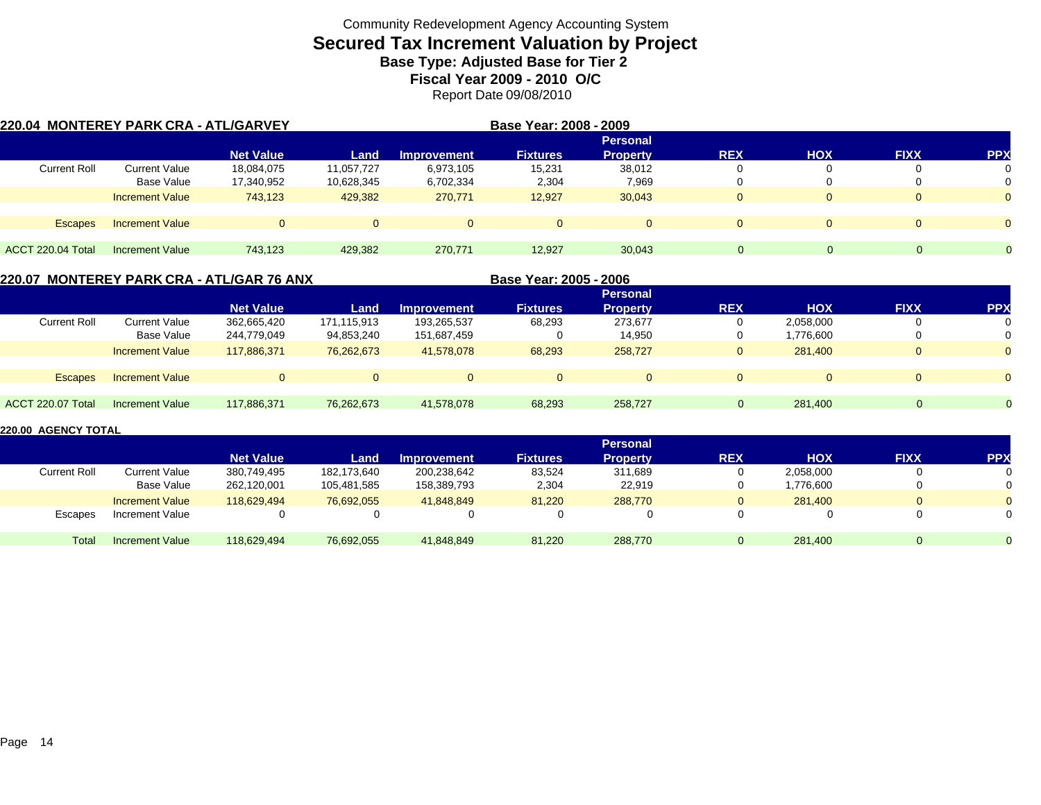Community Redevelopment Agency Accounting System

# Secured Tax Increment Valuation by Project

### Base Type: Adjusted Base for Tier 2

### Fiscal Year 2009 - 2010 O/C

Report Date 09/08/2010

## 220.04 MONTEREY PARK CRA - ATL/GARVEY

**Base Year: 2008 - 2009**

| | | Net Value | Land | Improvement | Fixtures | Personal Property | REX | HOX | FIXX | PPX |
|---|---|---|---|---|---|---|---|---|---|---|
| Current Roll | Current Value | 18,084,075 | 11,057,727 | 6,973,105 | 15,231 | 38,012 | 0 | 0 | 0 | 0 |
| | Base Value | 17,340,952 | 10,628,345 | 6,702,334 | 2,304 | 7,969 | 0 | 0 | 0 | 0 |
| | Increment Value | 743,123 | 429,382 | 270,771 | 12,927 | 30,043 | 0 | 0 | 0 | 0 |
| Escapes | Increment Value | 0 | 0 | 0 | 0 | 0 | 0 | 0 | 0 | 0 |
| ACCT 220.04 Total | Increment Value | 743,123 | 429,382 | 270,771 | 12,927 | 30,043 | 0 | 0 | 0 | 0 |

## 220.07 MONTEREY PARK CRA - ATL/GAR 76 ANX

**Base Year: 2005 - 2006**

| | | Net Value | Land | Improvement | Fixtures | Personal Property | REX | HOX | FIXX | PPX |
|---|---|---|---|---|---|---|---|---|---|---|
| Current Roll | Current Value | 362,665,420 | 171,115,913 | 193,265,537 | 68,293 | 273,677 | 0 | 2,058,000 | 0 | 0 |
| | Base Value | 244,779,049 | 94,853,240 | 151,687,459 | 0 | 14,950 | 0 | 1,776,600 | 0 | 0 |
| | Increment Value | 117,886,371 | 76,262,673 | 41,578,078 | 68,293 | 258,727 | 0 | 281,400 | 0 | 0 |
| Escapes | Increment Value | 0 | 0 | 0 | 0 | 0 | 0 | 0 | 0 | 0 |
| ACCT 220.07 Total | Increment Value | 117,886,371 | 76,262,673 | 41,578,078 | 68,293 | 258,727 | 0 | 281,400 | 0 | 0 |

## 220.00 AGENCY TOTAL

| | | Net Value | Land | Improvement | Fixtures | Personal Property | REX | HOX | FIXX | PPX |
|---|---|---|---|---|---|---|---|---|---|---|
| Current Roll | Current Value | 380,749,495 | 182,173,640 | 200,238,642 | 83,524 | 311,689 | 0 | 2,058,000 | 0 | 0 |
| | Base Value | 262,120,001 | 105,481,585 | 158,389,793 | 2,304 | 22,919 | 0 | 1,776,600 | 0 | 0 |
| | Increment Value | 118,629,494 | 76,692,055 | 41,848,849 | 81,220 | 288,770 | 0 | 281,400 | 0 | 0 |
| Escapes | Increment Value | 0 | 0 | 0 | 0 | 0 | 0 | 0 | 0 | 0 |
| Total | Increment Value | 118,629,494 | 76,692,055 | 41,848,849 | 81,220 | 288,770 | 0 | 281,400 | 0 | 0 |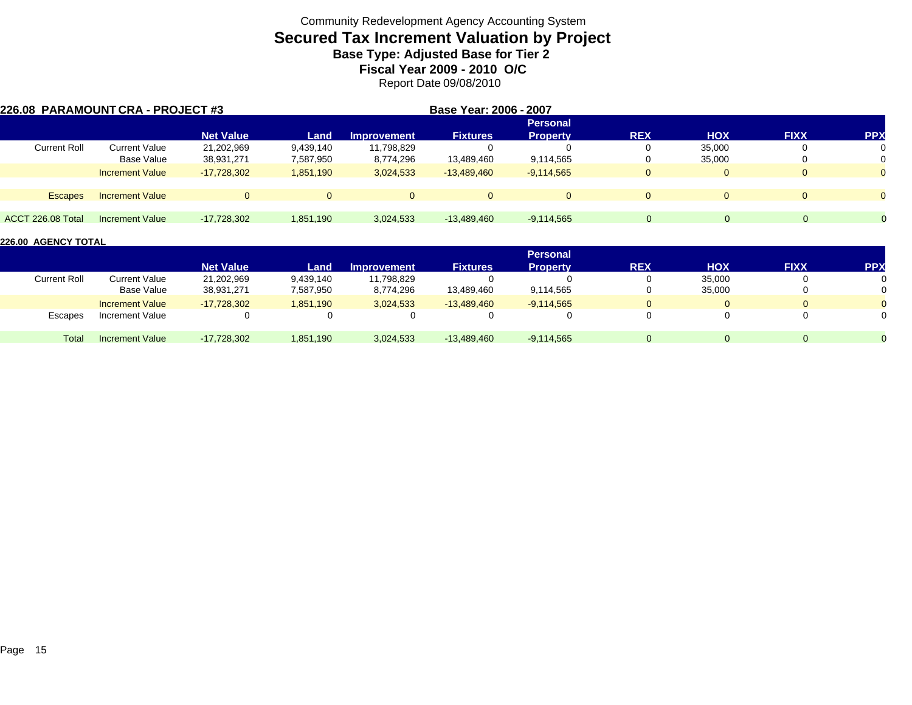Community Redevelopment Agency Accounting System

# Secured Tax Increment Valuation by Project

### Base Type: Adjusted Base for Tier 2

### Fiscal Year 2009 - 2010 O/C

Report Date 09/08/2010

**226.08 PARAMOUNT CRA - PROJECT #3** **Base Year: 2006 - 2007**

| | | Net Value | Land | Improvement | Fixtures | Personal Property | REX | HOX | FIXX | PPX |
|---|---|---|---|---|---|---|---|---|---|---|
| Current Roll | Current Value | 21,202,969 | 9,439,140 | 11,798,829 | 0 | 0 | 0 | 35,000 | 0 | 0 |
| | Base Value | 38,931,271 | 7,587,950 | 8,774,296 | 13,489,460 | 9,114,565 | 0 | 35,000 | 0 | 0 |
| | Increment Value | -17,728,302 | 1,851,190 | 3,024,533 | -13,489,460 | -9,114,565 | 0 | 0 | 0 | 0 |
| Escapes | Increment Value | 0 | 0 | 0 | 0 | 0 | 0 | 0 | 0 | 0 |
| ACCT 226.08 Total | Increment Value | -17,728,302 | 1,851,190 | 3,024,533 | -13,489,460 | -9,114,565 | 0 | 0 | 0 | 0 |

**226.00 AGENCY TOTAL**

| | | Net Value | Land | Improvement | Fixtures | Personal Property | REX | HOX | FIXX | PPX |
|---|---|---|---|---|---|---|---|---|---|---|
| Current Roll | Current Value | 21,202,969 | 9,439,140 | 11,798,829 | 0 | 0 | 0 | 35,000 | 0 | 0 |
| | Base Value | 38,931,271 | 7,587,950 | 8,774,296 | 13,489,460 | 9,114,565 | 0 | 35,000 | 0 | 0 |
| | Increment Value | -17,728,302 | 1,851,190 | 3,024,533 | -13,489,460 | -9,114,565 | 0 | 0 | 0 | 0 |
| Escapes | Increment Value | 0 | 0 | 0 | 0 | 0 | 0 | 0 | 0 | 0 |
| Total | Increment Value | -17,728,302 | 1,851,190 | 3,024,533 | -13,489,460 | -9,114,565 | 0 | 0 | 0 | 0 |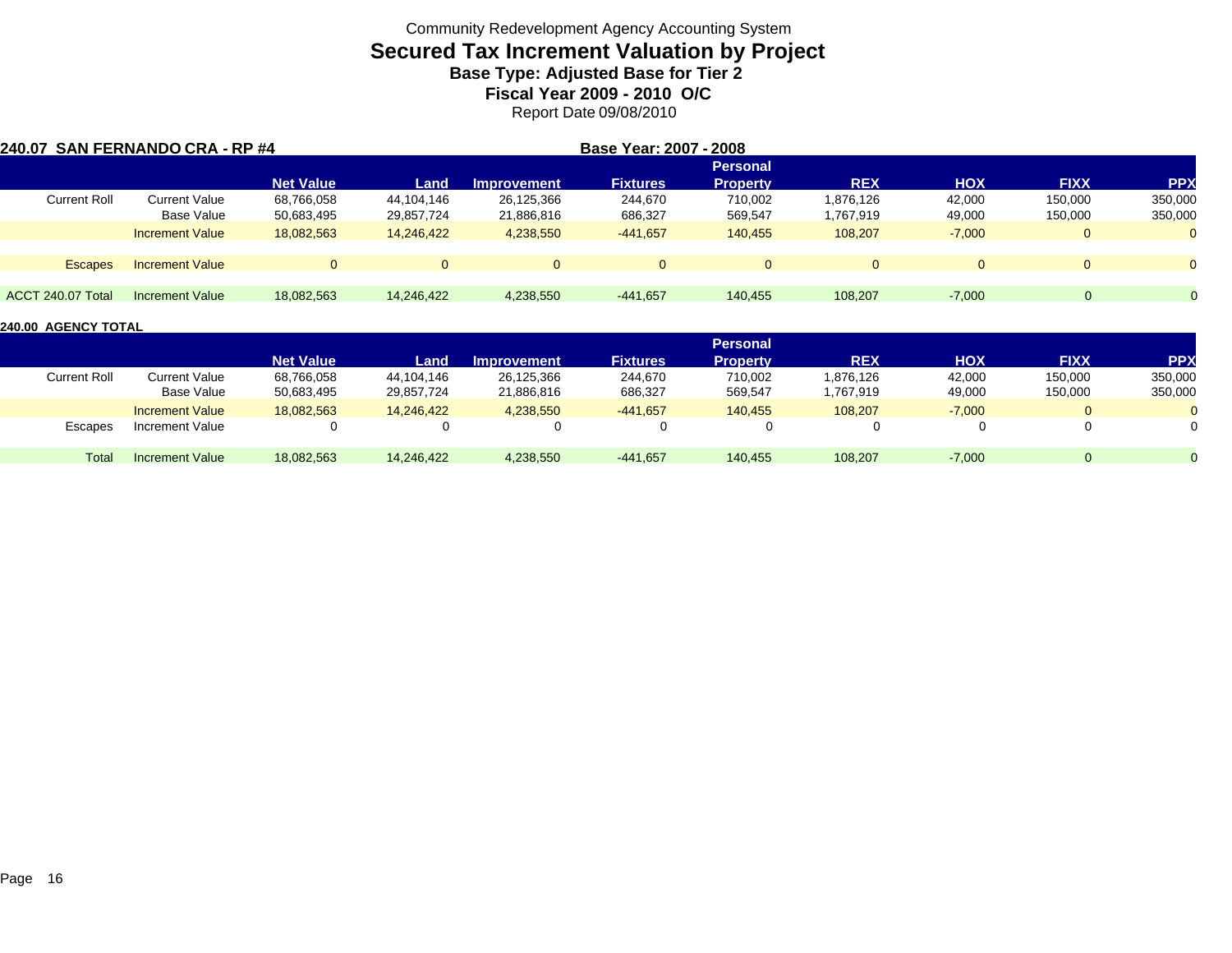Community Redevelopment Agency Accounting System

# Secured Tax Increment Valuation by Project

### Base Type: Adjusted Base for Tier 2

### Fiscal Year 2009 - 2010 O/C

Report Date 09/08/2010

**240.07 SAN FERNANDO CRA - RP #4** **Base Year: 2007 - 2008**

| | | Net Value | Land | Improvement | Fixtures | Personal Property | REX | HOX | FIXX | PPX |
|---|---|---|---|---|---|---|---|---|---|---|
| Current Roll | Current Value | 68,766,058 | 44,104,146 | 26,125,366 | 244,670 | 710,002 | 1,876,126 | 42,000 | 150,000 | 350,000 |
| | Base Value | 50,683,495 | 29,857,724 | 21,886,816 | 686,327 | 569,547 | 1,767,919 | 49,000 | 150,000 | 350,000 |
| | Increment Value | 18,082,563 | 14,246,422 | 4,238,550 | -441,657 | 140,455 | 108,207 | -7,000 | 0 | 0 |
| Escapes | Increment Value | 0 | 0 | 0 | 0 | 0 | 0 | 0 | 0 | 0 |
| ACCT 240.07 Total | Increment Value | 18,082,563 | 14,246,422 | 4,238,550 | -441,657 | 140,455 | 108,207 | -7,000 | 0 | 0 |

**240.00 AGENCY TOTAL**

| | | Net Value | Land | Improvement | Fixtures | Personal Property | REX | HOX | FIXX | PPX |
|---|---|---|---|---|---|---|---|---|---|---|
| Current Roll | Current Value | 68,766,058 | 44,104,146 | 26,125,366 | 244,670 | 710,002 | 1,876,126 | 42,000 | 150,000 | 350,000 |
| | Base Value | 50,683,495 | 29,857,724 | 21,886,816 | 686,327 | 569,547 | 1,767,919 | 49,000 | 150,000 | 350,000 |
| | Increment Value | 18,082,563 | 14,246,422 | 4,238,550 | -441,657 | 140,455 | 108,207 | -7,000 | 0 | 0 |
| Escapes | Increment Value | 0 | 0 | 0 | 0 | 0 | 0 | 0 | 0 | 0 |
| Total | Increment Value | 18,082,563 | 14,246,422 | 4,238,550 | -441,657 | 140,455 | 108,207 | -7,000 | 0 | 0 |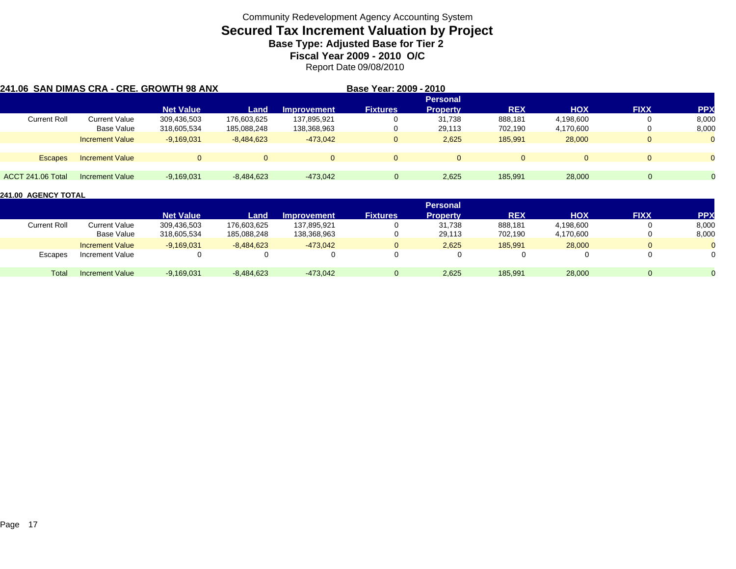Community Redevelopment Agency Accounting System

# Secured Tax Increment Valuation by Project

### Base Type: Adjusted Base for Tier 2

### Fiscal Year 2009 - 2010 O/C

Report Date 09/08/2010

**241.06 SAN DIMAS CRA - CRE. GROWTH 98 ANX** **Base Year: 2009 - 2010**

| | | Net Value | Land | Improvement | Fixtures | Personal Property | REX | HOX | FIXX | PPX |
|---|---|---|---|---|---|---|---|---|---|---|
| Current Roll | Current Value | 309,436,503 | 176,603,625 | 137,895,921 | 0 | 31,738 | 888,181 | 4,198,600 | 0 | 8,000 |
| | Base Value | 318,605,534 | 185,088,248 | 138,368,963 | 0 | 29,113 | 702,190 | 4,170,600 | 0 | 8,000 |
| | Increment Value | -9,169,031 | -8,484,623 | -473,042 | 0 | 2,625 | 185,991 | 28,000 | 0 | 0 |
| Escapes | Increment Value | 0 | 0 | 0 | 0 | 0 | 0 | 0 | 0 | 0 |
| ACCT 241.06 Total | Increment Value | -9,169,031 | -8,484,623 | -473,042 | 0 | 2,625 | 185,991 | 28,000 | 0 | 0 |

**241.00 AGENCY TOTAL**

| | | Net Value | Land | Improvement | Fixtures | Personal Property | REX | HOX | FIXX | PPX |
|---|---|---|---|---|---|---|---|---|---|---|
| Current Roll | Current Value | 309,436,503 | 176,603,625 | 137,895,921 | 0 | 31,738 | 888,181 | 4,198,600 | 0 | 8,000 |
| | Base Value | 318,605,534 | 185,088,248 | 138,368,963 | 0 | 29,113 | 702,190 | 4,170,600 | 0 | 8,000 |
| | Increment Value | -9,169,031 | -8,484,623 | -473,042 | 0 | 2,625 | 185,991 | 28,000 | 0 | 0 |
| Escapes | Increment Value | 0 | 0 | 0 | 0 | 0 | 0 | 0 | 0 | 0 |
| Total | Increment Value | -9,169,031 | -8,484,623 | -473,042 | 0 | 2,625 | 185,991 | 28,000 | 0 | 0 |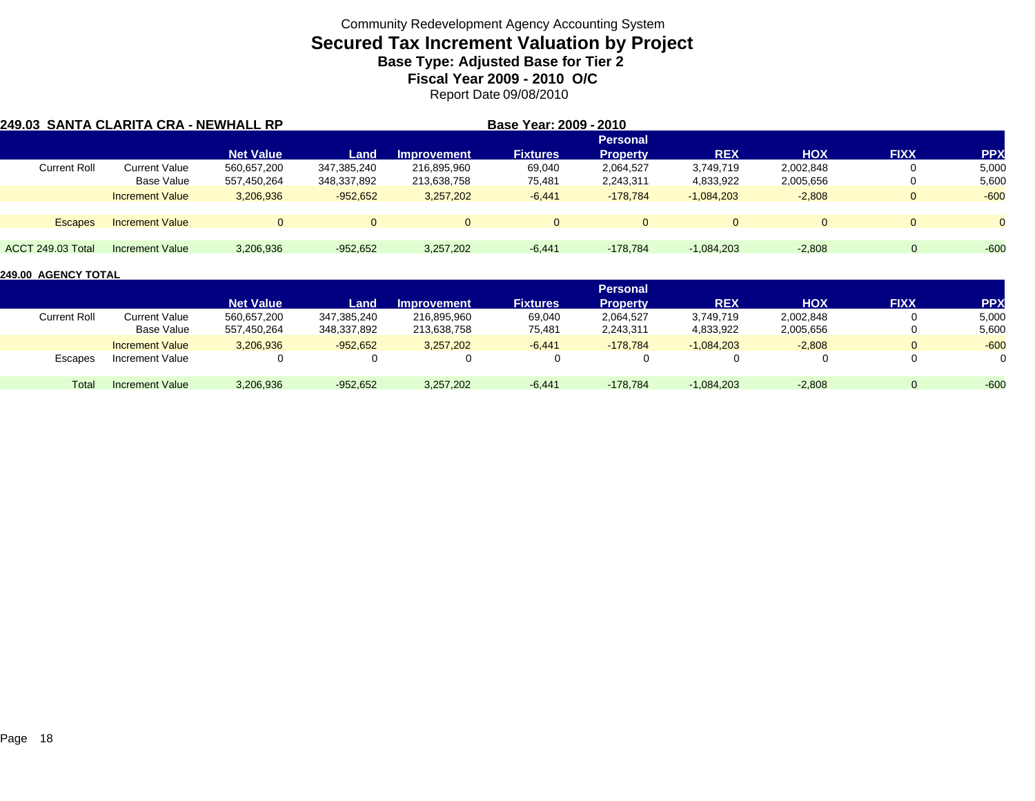Community Redevelopment Agency Accounting System

# Secured Tax Increment Valuation by Project

### Base Type: Adjusted Base for Tier 2

### Fiscal Year 2009 - 2010 O/C

Report Date 09/08/2010

**249.03 SANTA CLARITA CRA - NEWHALL RP** **Base Year: 2009 - 2010**

| | | Net Value | Land | Improvement | Fixtures | Personal Property | REX | HOX | FIXX | PPX |
|---|---|---|---|---|---|---|---|---|---|---|
| Current Roll | Current Value | 560,657,200 | 347,385,240 | 216,895,960 | 69,040 | 2,064,527 | 3,749,719 | 2,002,848 | 0 | 5,000 |
| | Base Value | 557,450,264 | 348,337,892 | 213,638,758 | 75,481 | 2,243,311 | 4,833,922 | 2,005,656 | 0 | 5,600 |
| | Increment Value | 3,206,936 | -952,652 | 3,257,202 | -6,441 | -178,784 | -1,084,203 | -2,808 | 0 | -600 |
| Escapes | Increment Value | 0 | 0 | 0 | 0 | 0 | 0 | 0 | 0 | 0 |
| ACCT 249.03 Total | Increment Value | 3,206,936 | -952,652 | 3,257,202 | -6,441 | -178,784 | -1,084,203 | -2,808 | 0 | -600 |

**249.00 AGENCY TOTAL**

| | | Net Value | Land | Improvement | Fixtures | Personal Property | REX | HOX | FIXX | PPX |
|---|---|---|---|---|---|---|---|---|---|---|
| Current Roll | Current Value | 560,657,200 | 347,385,240 | 216,895,960 | 69,040 | 2,064,527 | 3,749,719 | 2,002,848 | 0 | 5,000 |
| | Base Value | 557,450,264 | 348,337,892 | 213,638,758 | 75,481 | 2,243,311 | 4,833,922 | 2,005,656 | 0 | 5,600 |
| | Increment Value | 3,206,936 | -952,652 | 3,257,202 | -6,441 | -178,784 | -1,084,203 | -2,808 | 0 | -600 |
| Escapes | Increment Value | 0 | 0 | 0 | 0 | 0 | 0 | 0 | 0 | 0 |
| Total | Increment Value | 3,206,936 | -952,652 | 3,257,202 | -6,441 | -178,784 | -1,084,203 | -2,808 | 0 | -600 |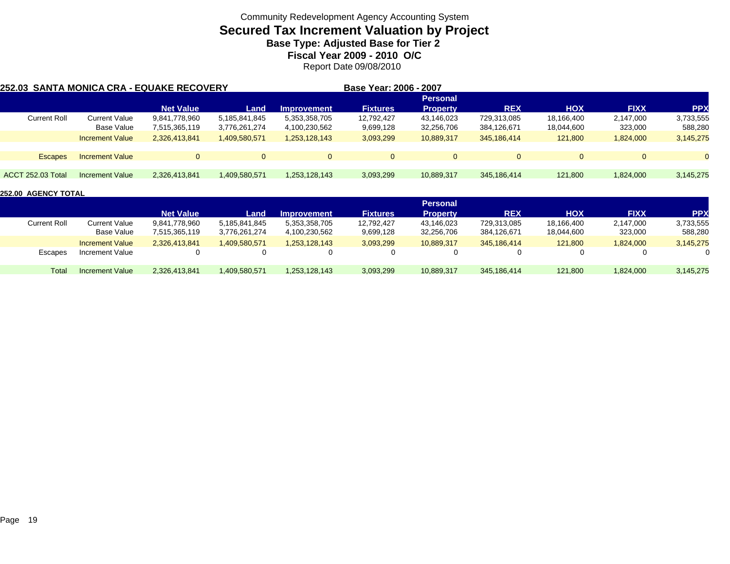Community Redevelopment Agency Accounting System

# Secured Tax Increment Valuation by Project

### Base Type: Adjusted Base for Tier 2

### Fiscal Year 2009 - 2010 O/C

Report Date 09/08/2010

**252.03 SANTA MONICA CRA - EQUAKE RECOVERY** **Base Year: 2006 - 2007**

| | | Net Value | Land | Improvement | Fixtures | Personal Property | REX | HOX | FIXX | PPX |
|---|---|---|---|---|---|---|---|---|---|---|
| Current Roll | Current Value | 9,841,778,960 | 5,185,841,845 | 5,353,358,705 | 12,792,427 | 43,146,023 | 729,313,085 | 18,166,400 | 2,147,000 | 3,733,555 |
| | Base Value | 7,515,365,119 | 3,776,261,274 | 4,100,230,562 | 9,699,128 | 32,256,706 | 384,126,671 | 18,044,600 | 323,000 | 588,280 |
| | Increment Value | 2,326,413,841 | 1,409,580,571 | 1,253,128,143 | 3,093,299 | 10,889,317 | 345,186,414 | 121,800 | 1,824,000 | 3,145,275 |
| Escapes | Increment Value | 0 | 0 | 0 | 0 | 0 | 0 | 0 | 0 | 0 |
| ACCT 252.03 Total | Increment Value | 2,326,413,841 | 1,409,580,571 | 1,253,128,143 | 3,093,299 | 10,889,317 | 345,186,414 | 121,800 | 1,824,000 | 3,145,275 |

**252.00 AGENCY TOTAL**

| | | Net Value | Land | Improvement | Fixtures | Personal Property | REX | HOX | FIXX | PPX |
|---|---|---|---|---|---|---|---|---|---|---|
| Current Roll | Current Value | 9,841,778,960 | 5,185,841,845 | 5,353,358,705 | 12,792,427 | 43,146,023 | 729,313,085 | 18,166,400 | 2,147,000 | 3,733,555 |
| | Base Value | 7,515,365,119 | 3,776,261,274 | 4,100,230,562 | 9,699,128 | 32,256,706 | 384,126,671 | 18,044,600 | 323,000 | 588,280 |
| | Increment Value | 2,326,413,841 | 1,409,580,571 | 1,253,128,143 | 3,093,299 | 10,889,317 | 345,186,414 | 121,800 | 1,824,000 | 3,145,275 |
| Escapes | Increment Value | 0 | 0 | 0 | 0 | 0 | 0 | 0 | 0 | 0 |
| Total | Increment Value | 2,326,413,841 | 1,409,580,571 | 1,253,128,143 | 3,093,299 | 10,889,317 | 345,186,414 | 121,800 | 1,824,000 | 3,145,275 |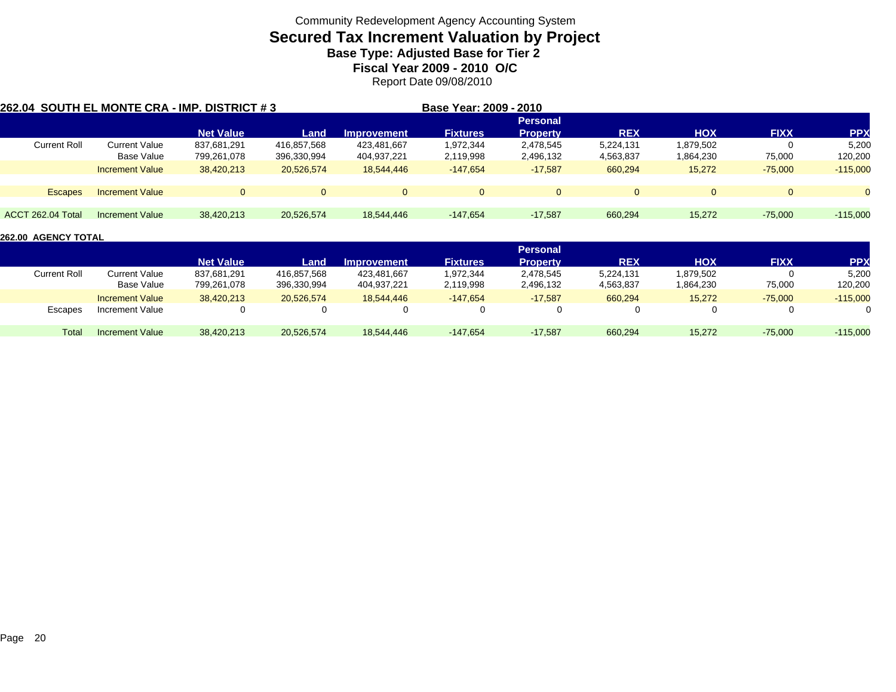Community Redevelopment Agency Accounting System

# Secured Tax Increment Valuation by Project

### Base Type: Adjusted Base for Tier 2

### Fiscal Year 2009 - 2010 O/C

Report Date 09/08/2010

**262.04 SOUTH EL MONTE CRA - IMP. DISTRICT # 3** — **Base Year: 2009 - 2010**

| | | Net Value | Land | Improvement | Fixtures | Personal Property | REX | HOX | FIXX | PPX |
|---|---|---|---|---|---|---|---|---|---|---|
| Current Roll | Current Value | 837,681,291 | 416,857,568 | 423,481,667 | 1,972,344 | 2,478,545 | 5,224,131 | 1,879,502 | 0 | 5,200 |
| | Base Value | 799,261,078 | 396,330,994 | 404,937,221 | 2,119,998 | 2,496,132 | 4,563,837 | 1,864,230 | 75,000 | 120,200 |
| | Increment Value | 38,420,213 | 20,526,574 | 18,544,446 | -147,654 | -17,587 | 660,294 | 15,272 | -75,000 | -115,000 |
| Escapes | Increment Value | 0 | 0 | 0 | 0 | 0 | 0 | 0 | 0 | 0 |
| ACCT 262.04 Total | Increment Value | 38,420,213 | 20,526,574 | 18,544,446 | -147,654 | -17,587 | 660,294 | 15,272 | -75,000 | -115,000 |

**262.00 AGENCY TOTAL**

| | | Net Value | Land | Improvement | Fixtures | Personal Property | REX | HOX | FIXX | PPX |
|---|---|---|---|---|---|---|---|---|---|---|
| Current Roll | Current Value | 837,681,291 | 416,857,568 | 423,481,667 | 1,972,344 | 2,478,545 | 5,224,131 | 1,879,502 | 0 | 5,200 |
| | Base Value | 799,261,078 | 396,330,994 | 404,937,221 | 2,119,998 | 2,496,132 | 4,563,837 | 1,864,230 | 75,000 | 120,200 |
| | Increment Value | 38,420,213 | 20,526,574 | 18,544,446 | -147,654 | -17,587 | 660,294 | 15,272 | -75,000 | -115,000 |
| Escapes | Increment Value | 0 | 0 | 0 | 0 | 0 | 0 | 0 | 0 | 0 |
| Total | Increment Value | 38,420,213 | 20,526,574 | 18,544,446 | -147,654 | -17,587 | 660,294 | 15,272 | -75,000 | -115,000 |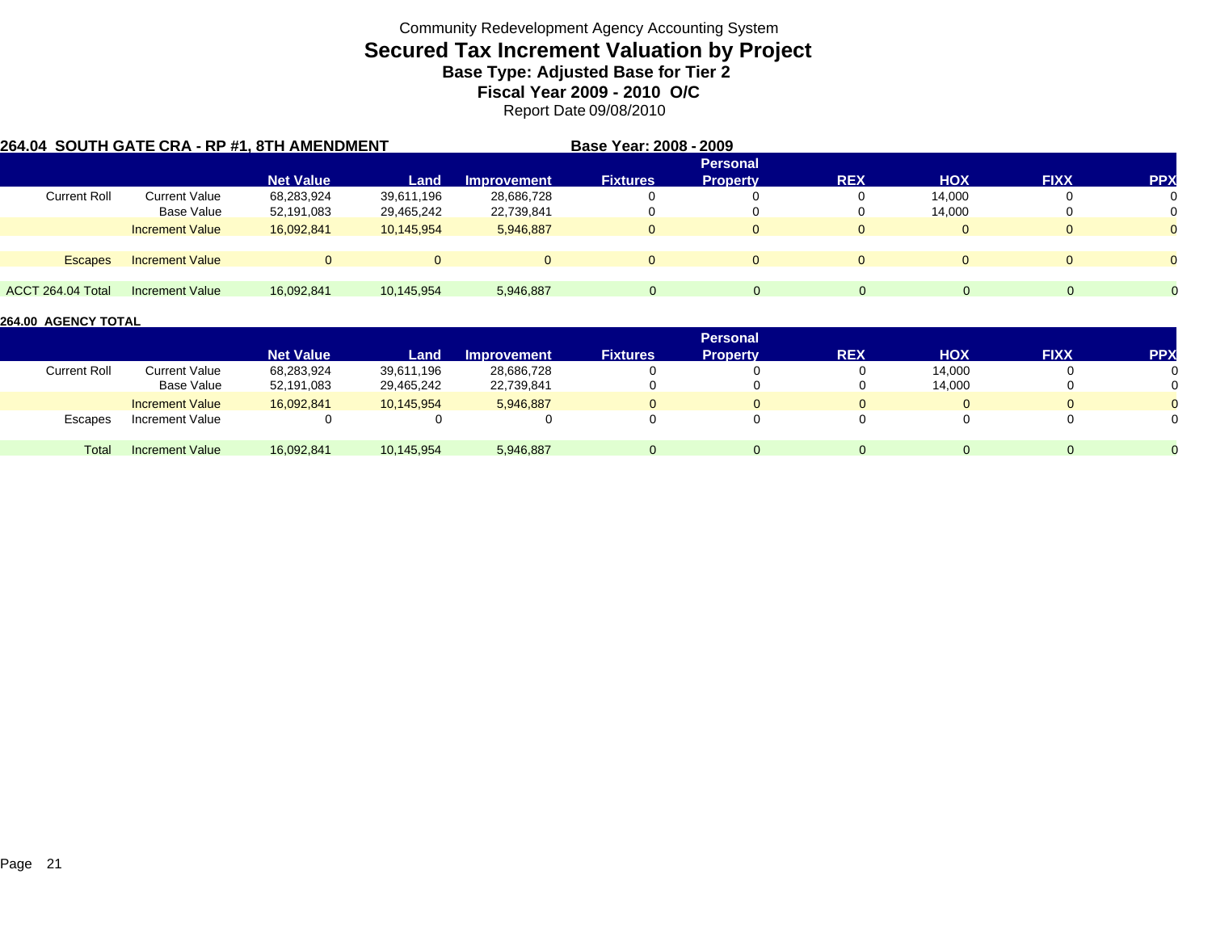Community Redevelopment Agency Accounting System

# Secured Tax Increment Valuation by Project

**Base Type: Adjusted Base for Tier 2**

**Fiscal Year 2009 - 2010 O/C**

Report Date 09/08/2010

**264.04 SOUTH GATE CRA - RP #1, 8TH AMENDMENT** **Base Year: 2008 - 2009**

| | | Net Value | Land | Improvement | Fixtures | Personal Property | REX | HOX | FIXX | PPX |
|---|---|---|---|---|---|---|---|---|---|---|
| Current Roll | Current Value | 68,283,924 | 39,611,196 | 28,686,728 | 0 | 0 | 0 | 14,000 | 0 | 0 |
| | Base Value | 52,191,083 | 29,465,242 | 22,739,841 | 0 | 0 | 0 | 14,000 | 0 | 0 |
| | Increment Value | 16,092,841 | 10,145,954 | 5,946,887 | 0 | 0 | 0 | 0 | 0 | 0 |
| Escapes | Increment Value | 0 | 0 | 0 | 0 | 0 | 0 | 0 | 0 | 0 |
| ACCT 264.04 Total | Increment Value | 16,092,841 | 10,145,954 | 5,946,887 | 0 | 0 | 0 | 0 | 0 | 0 |

**264.00 AGENCY TOTAL**

| | | Net Value | Land | Improvement | Fixtures | Personal Property | REX | HOX | FIXX | PPX |
|---|---|---|---|---|---|---|---|---|---|---|
| Current Roll | Current Value | 68,283,924 | 39,611,196 | 28,686,728 | 0 | 0 | 0 | 14,000 | 0 | 0 |
| | Base Value | 52,191,083 | 29,465,242 | 22,739,841 | 0 | 0 | 0 | 14,000 | 0 | 0 |
| | Increment Value | 16,092,841 | 10,145,954 | 5,946,887 | 0 | 0 | 0 | 0 | 0 | 0 |
| Escapes | Increment Value | 0 | 0 | 0 | 0 | 0 | 0 | 0 | 0 | 0 |
| Total | Increment Value | 16,092,841 | 10,145,954 | 5,946,887 | 0 | 0 | 0 | 0 | 0 | 0 |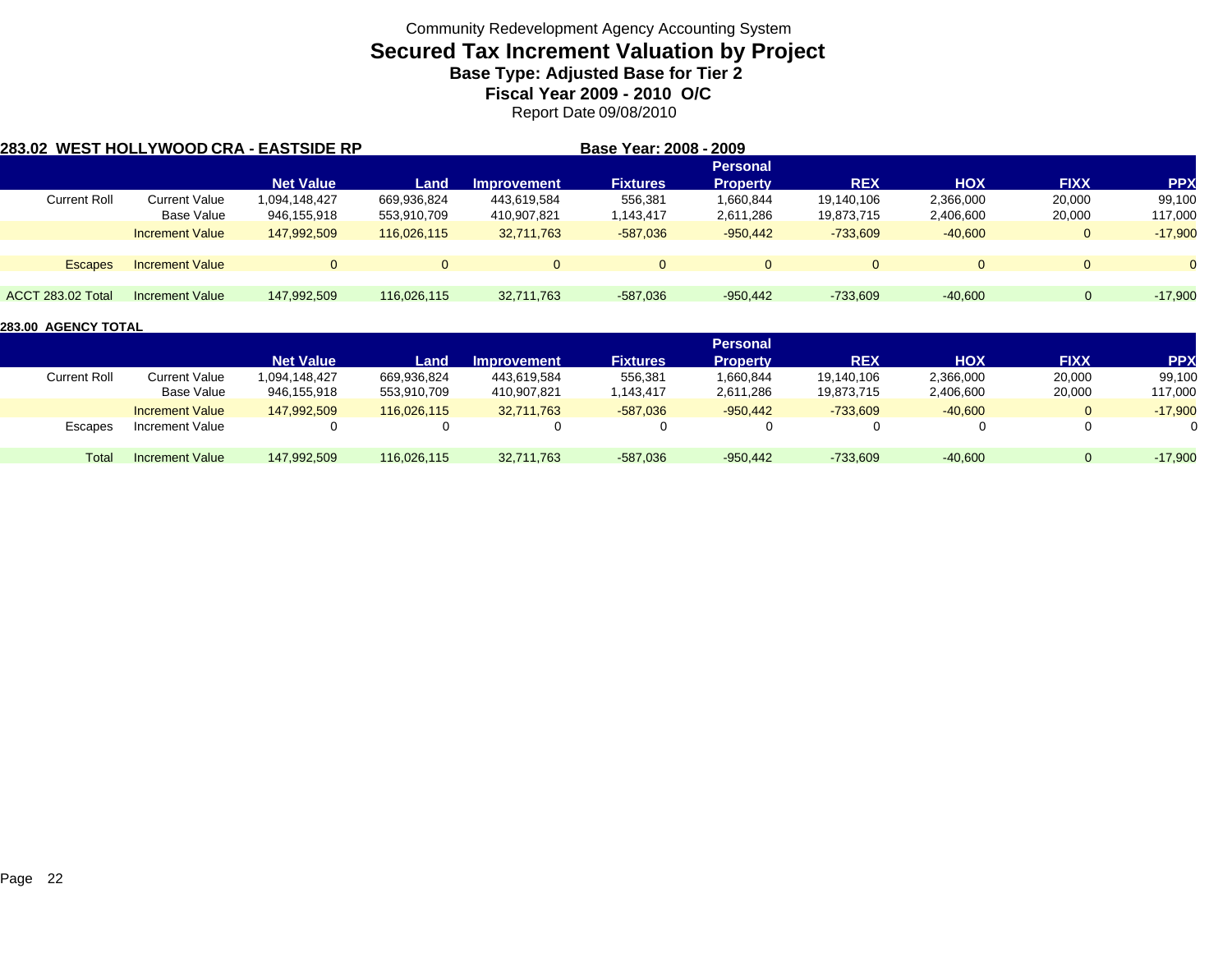Community Redevelopment Agency Accounting System

# Secured Tax Increment Valuation by Project

**Base Type: Adjusted Base for Tier 2**

**Fiscal Year 2009 - 2010 O/C**

Report Date 09/08/2010

**283.02 WEST HOLLYWOOD CRA - EASTSIDE RP** **Base Year: 2008 - 2009**

| | | Net Value | Land | Improvement | Fixtures | Personal Property | REX | HOX | FIXX | PPX |
|---|---|---|---|---|---|---|---|---|---|---|
| Current Roll | Current Value | 1,094,148,427 | 669,936,824 | 443,619,584 | 556,381 | 1,660,844 | 19,140,106 | 2,366,000 | 20,000 | 99,100 |
| | Base Value | 946,155,918 | 553,910,709 | 410,907,821 | 1,143,417 | 2,611,286 | 19,873,715 | 2,406,600 | 20,000 | 117,000 |
| | Increment Value | 147,992,509 | 116,026,115 | 32,711,763 | -587,036 | -950,442 | -733,609 | -40,600 | 0 | -17,900 |
| Escapes | Increment Value | 0 | 0 | 0 | 0 | 0 | 0 | 0 | 0 | 0 |
| ACCT 283.02 Total | Increment Value | 147,992,509 | 116,026,115 | 32,711,763 | -587,036 | -950,442 | -733,609 | -40,600 | 0 | -17,900 |

**283.00 AGENCY TOTAL**

| | | Net Value | Land | Improvement | Fixtures | Personal Property | REX | HOX | FIXX | PPX |
|---|---|---|---|---|---|---|---|---|---|---|
| Current Roll | Current Value | 1,094,148,427 | 669,936,824 | 443,619,584 | 556,381 | 1,660,844 | 19,140,106 | 2,366,000 | 20,000 | 99,100 |
| | Base Value | 946,155,918 | 553,910,709 | 410,907,821 | 1,143,417 | 2,611,286 | 19,873,715 | 2,406,600 | 20,000 | 117,000 |
| | Increment Value | 147,992,509 | 116,026,115 | 32,711,763 | -587,036 | -950,442 | -733,609 | -40,600 | 0 | -17,900 |
| Escapes | Increment Value | 0 | 0 | 0 | 0 | 0 | 0 | 0 | 0 | 0 |
| Total | Increment Value | 147,992,509 | 116,026,115 | 32,711,763 | -587,036 | -950,442 | -733,609 | -40,600 | 0 | -17,900 |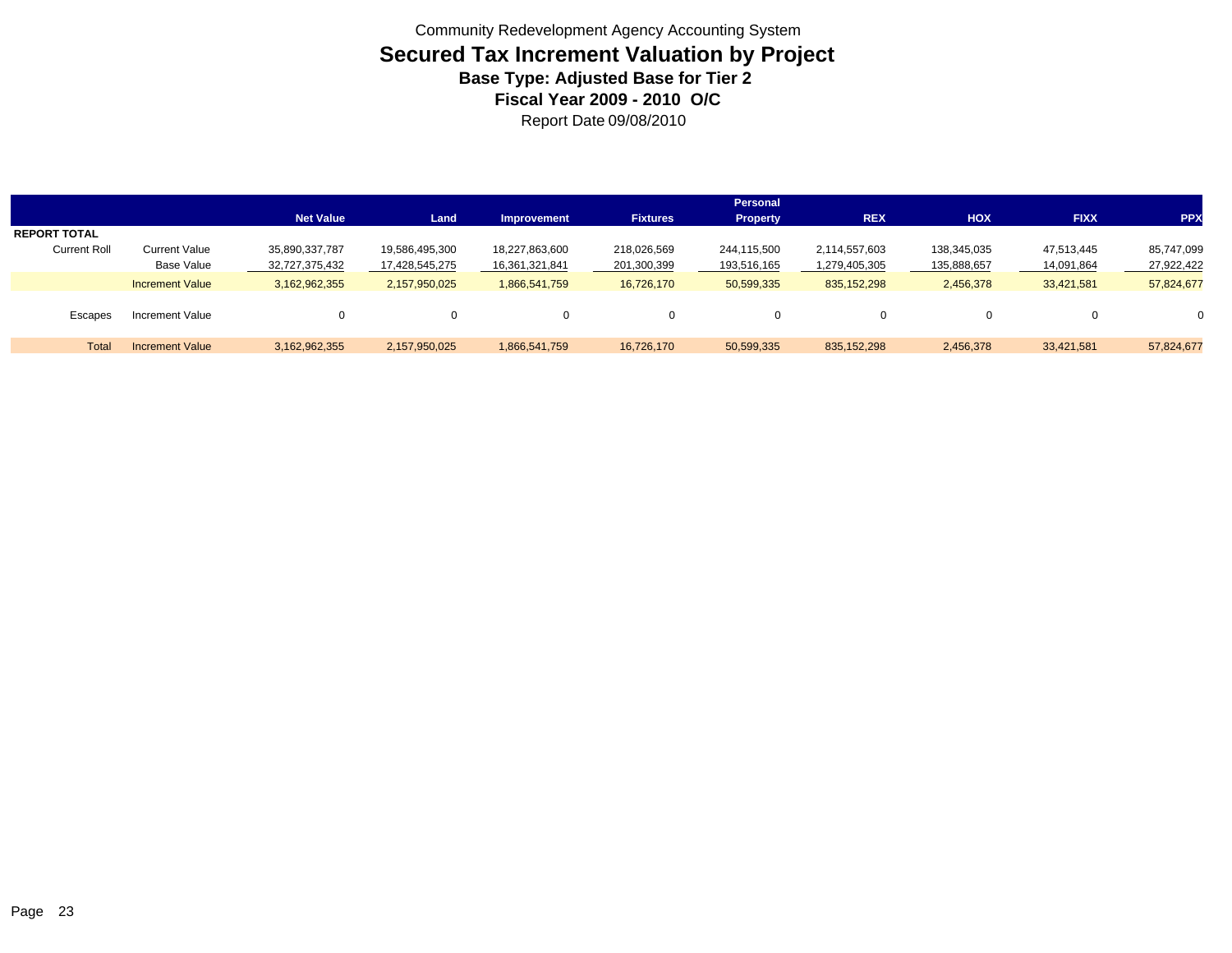Community Redevelopment Agency Accounting System

# Secured Tax Increment Valuation by Project

### Base Type: Adjusted Base for Tier 2

### Fiscal Year 2009 - 2010  O/C

Report Date 09/08/2010

| | | Net Value | Land | Improvement | Fixtures | Personal Property | REX | HOX | FIXX | PPX |
|---|---|---|---|---|---|---|---|---|---|---|
| **REPORT TOTAL** | | | | | | | | | | |
| Current Roll | Current Value | 35,890,337,787 | 19,586,495,300 | 18,227,863,600 | 218,026,569 | 244,115,500 | 2,114,557,603 | 138,345,035 | 47,513,445 | 85,747,099 |
| | Base Value | 32,727,375,432 | 17,428,545,275 | 16,361,321,841 | 201,300,399 | 193,516,165 | 1,279,405,305 | 135,888,657 | 14,091,864 | 27,922,422 |
| | Increment Value | 3,162,962,355 | 2,157,950,025 | 1,866,541,759 | 16,726,170 | 50,599,335 | 835,152,298 | 2,456,378 | 33,421,581 | 57,824,677 |
| Escapes | Increment Value | 0 | 0 | 0 | 0 | 0 | 0 | 0 | 0 | 0 |
| Total | Increment Value | 3,162,962,355 | 2,157,950,025 | 1,866,541,759 | 16,726,170 | 50,599,335 | 835,152,298 | 2,456,378 | 33,421,581 | 57,824,677 |